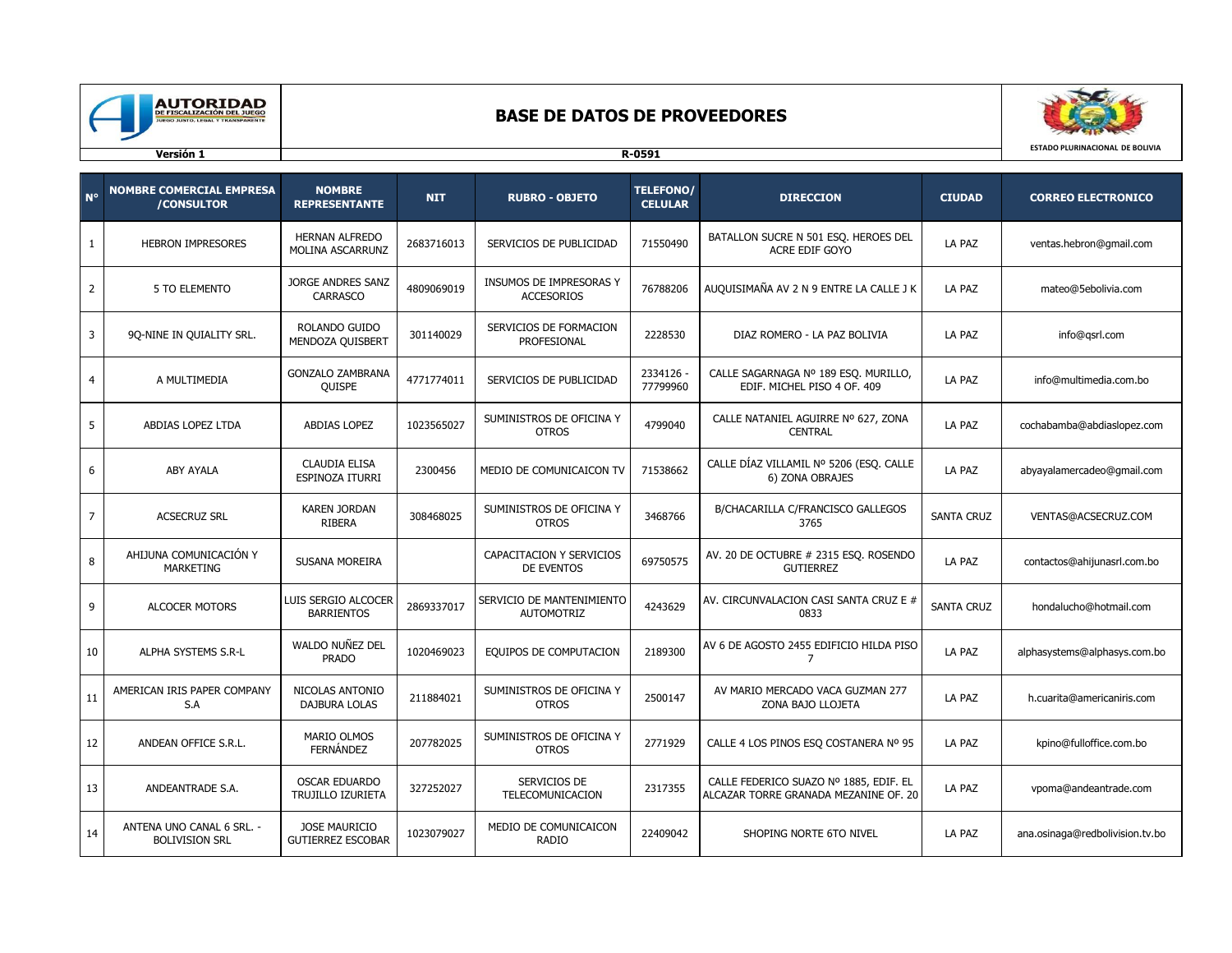AUTORIDAD DE FISCALIZACIÓN DEL JUEGO

# BASE DE DATOS DE PROVEEDORES

ESTADO PLURINACIONAL DE BOLIVIA

**Versión 1** | **R-0591**

| N° | NOMBRE COMERCIAL EMPRESA /CONSULTOR | NOMBRE REPRESENTANTE | NIT | RUBRO - OBJETO | TELEFONO/ CELULAR | DIRECCION | CIUDAD | CORREO ELECTRONICO |
|---|---|---|---|---|---|---|---|---|
| 1 | HEBRON IMPRESORES | HERNAN ALFREDO MOLINA ASCARRUNZ | 2683716013 | SERVICIOS DE PUBLICIDAD | 71550490 | BATALLON SUCRE N 501 ESQ. HEROES DEL ACRE EDIF GOYO | LA PAZ | ventas.hebron@gmail.com |
| 2 | 5 TO ELEMENTO | JORGE ANDRES SANZ CARRASCO | 4809069019 | INSUMOS DE IMPRESORAS Y ACCESORIOS | 76788206 | AUQUISIMAÑA AV 2 N 9 ENTRE LA CALLE J K | LA PAZ | mateo@5ebolivia.com |
| 3 | 9Q-NINE IN QUIALITY SRL. | ROLANDO GUIDO MENDOZA QUISBERT | 301140029 | SERVICIOS DE FORMACION PROFESIONAL | 2228530 | DIAZ ROMERO - LA PAZ BOLIVIA | LA PAZ | info@qsrl.com |
| 4 | A MULTIMEDIA | GONZALO ZAMBRANA QUISPE | 4771774011 | SERVICIOS DE PUBLICIDAD | 2334126 - 77799960 | CALLE SAGARNAGA Nº 189 ESQ. MURILLO, EDIF. MICHEL PISO 4 OF. 409 | LA PAZ | info@multimedia.com.bo |
| 5 | ABDIAS LOPEZ LTDA | ABDIAS LOPEZ | 1023565027 | SUMINISTROS DE OFICINA Y OTROS | 4799040 | CALLE NATANIEL AGUIRRE Nº 627, ZONA CENTRAL | LA PAZ | cochabamba@abdiaslopez.com |
| 6 | ABY AYALA | CLAUDIA ELISA ESPINOZA ITURRI | 2300456 | MEDIO DE COMUNICAICON TV | 71538662 | CALLE DÍAZ VILLAMIL Nº 5206 (ESQ. CALLE 6) ZONA OBRAJES | LA PAZ | abyayalamercadeo@gmail.com |
| 7 | ACSECRUZ SRL | KAREN JORDAN RIBERA | 308468025 | SUMINISTROS DE OFICINA Y OTROS | 3468766 | B/CHACARILLA C/FRANCISCO GALLEGOS 3765 | SANTA CRUZ | VENTAS@ACSECRUZ.COM |
| 8 | AHIJUNA COMUNICACIÓN Y MARKETING | SUSANA MOREIRA | | CAPACITACION Y SERVICIOS DE EVENTOS | 69750575 | AV. 20 DE OCTUBRE # 2315 ESQ. ROSENDO GUTIERREZ | LA PAZ | contactos@ahijunasrl.com.bo |
| 9 | ALCOCER MOTORS | LUIS SERGIO ALCOCER BARRIENTOS | 2869337017 | SERVICIO DE MANTENIMIENTO AUTOMOTRIZ | 4243629 | AV. CIRCUNVALACION CASI SANTA CRUZ E # 0833 | SANTA CRUZ | hondalucho@hotmail.com |
| 10 | ALPHA SYSTEMS S.R-L | WALDO NUÑEZ DEL PRADO | 1020469023 | EQUIPOS DE COMPUTACION | 2189300 | AV 6 DE AGOSTO 2455 EDIFICIO HILDA PISO 7 | LA PAZ | alphasystems@alphasys.com.bo |
| 11 | AMERICAN IRIS PAPER COMPANY S.A | NICOLAS ANTONIO DAJBURA LOLAS | 211884021 | SUMINISTROS DE OFICINA Y OTROS | 2500147 | AV MARIO MERCADO VACA GUZMAN 277 ZONA BAJO LLOJETA | LA PAZ | h.cuarita@americaniris.com |
| 12 | ANDEAN OFFICE S.R.L. | MARIO OLMOS FERNÁNDEZ | 207782025 | SUMINISTROS DE OFICINA Y OTROS | 2771929 | CALLE 4 LOS PINOS ESQ COSTANERA Nº 95 | LA PAZ | kpino@fulloffice.com.bo |
| 13 | ANDEANTRADE S.A. | OSCAR EDUARDO TRUJILLO IZURIETA | 327252027 | SERVICIOS DE TELECOMUNICACION | 2317355 | CALLE FEDERICO SUAZO Nº 1885, EDIF. EL ALCAZAR TORRE GRANADA MEZANINE OF. 20 | LA PAZ | vpoma@andeantrade.com |
| 14 | ANTENA UNO CANAL 6 SRL. - BOLIVISION SRL | JOSE MAURICIO GUTIERREZ ESCOBAR | 1023079027 | MEDIO DE COMUNICAICON RADIO | 22409042 | SHOPING NORTE 6TO NIVEL | LA PAZ | ana.osinaga@redbolivision.tv.bo |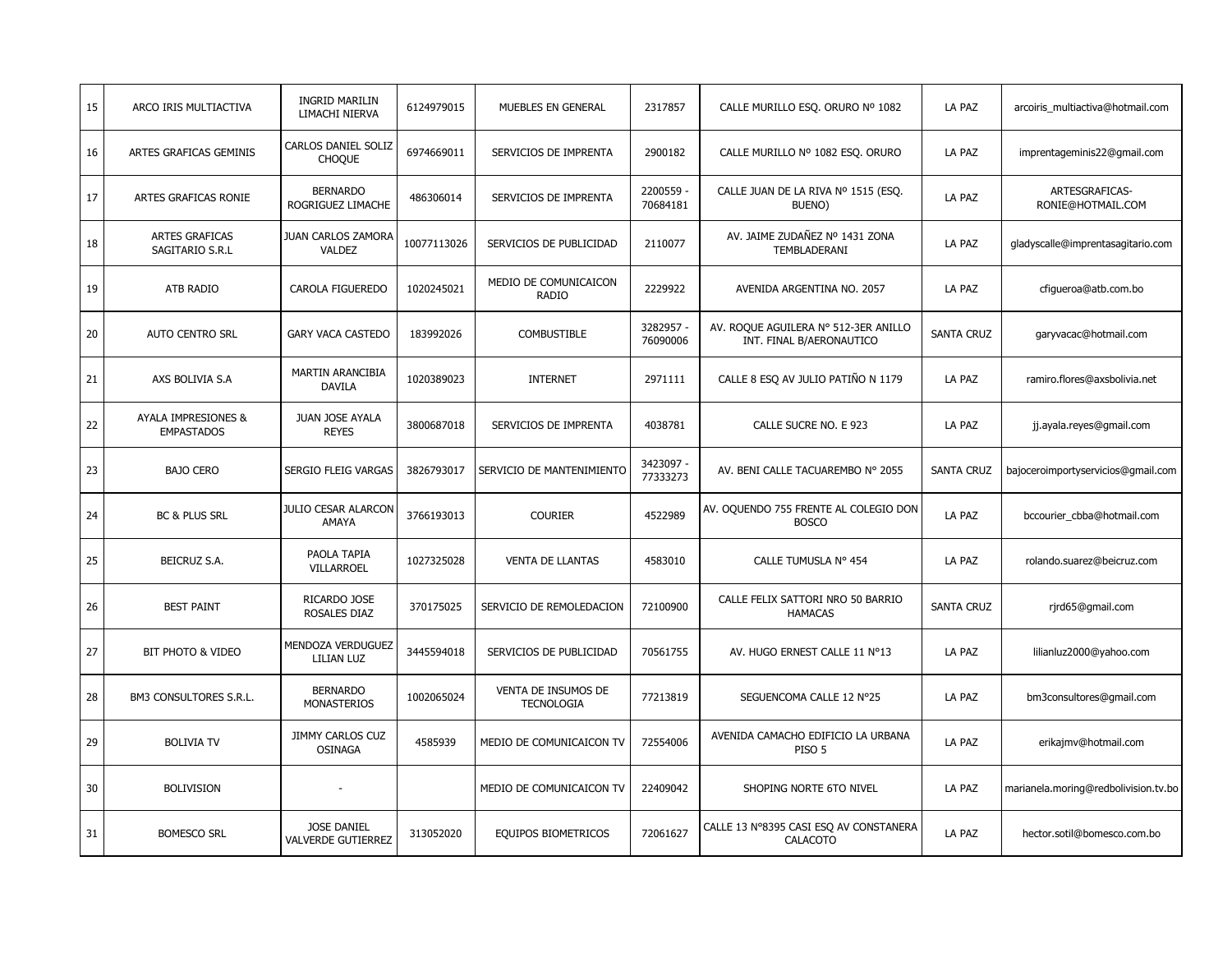| 15 | ARCO IRIS MULTIACTIVA | INGRID MARILIN LIMACHI NIERVA | 6124979015 | MUEBLES EN GENERAL | 2317857 | CALLE MURILLO ESQ. ORURO Nº 1082 | LA PAZ | arcoiris_multiactiva@hotmail.com |
|---|---|---|---|---|---|---|---|---|
| 16 | ARTES GRAFICAS GEMINIS | CARLOS DANIEL SOLIZ CHOQUE | 6974669011 | SERVICIOS DE IMPRENTA | 2900182 | CALLE MURILLO Nº 1082 ESQ. ORURO | LA PAZ | imprentageminis22@gmail.com |
| 17 | ARTES GRAFICAS RONIE | BERNARDO ROGRIGUEZ LIMACHE | 486306014 | SERVICIOS DE IMPRENTA | 2200559 - 70684181 | CALLE JUAN DE LA RIVA Nº 1515 (ESQ. BUENO) | LA PAZ | ARTESGRAFICAS-RONIE@HOTMAIL.COM |
| 18 | ARTES GRAFICAS SAGITARIO S.R.L | JUAN CARLOS ZAMORA VALDEZ | 10077113026 | SERVICIOS DE PUBLICIDAD | 2110077 | AV. JAIME ZUDAÑEZ Nº 1431 ZONA TEMBLADERANI | LA PAZ | gladyscalle@imprentasagitario.com |
| 19 | ATB RADIO | CAROLA FIGUEREDO | 1020245021 | MEDIO DE COMUNICAICON RADIO | 2229922 | AVENIDA ARGENTINA NO. 2057 | LA PAZ | cfigueroa@atb.com.bo |
| 20 | AUTO CENTRO SRL | GARY VACA CASTEDO | 183992026 | COMBUSTIBLE | 3282957 - 76090006 | AV. ROQUE AGUILERA N° 512-3ER ANILLO INT. FINAL B/AERONAUTICO | SANTA CRUZ | garyvacac@hotmail.com |
| 21 | AXS BOLIVIA S.A | MARTIN ARANCIBIA DAVILA | 1020389023 | INTERNET | 2971111 | CALLE 8 ESQ AV JULIO PATIÑO N 1179 | LA PAZ | ramiro.flores@axsbolivia.net |
| 22 | AYALA IMPRESIONES & EMPASTADOS | JUAN JOSE AYALA REYES | 3800687018 | SERVICIOS DE IMPRENTA | 4038781 | CALLE SUCRE NO. E 923 | LA PAZ | jj.ayala.reyes@gmail.com |
| 23 | BAJO CERO | SERGIO FLEIG VARGAS | 3826793017 | SERVICIO DE MANTENIMIENTO | 3423097 - 77333273 | AV. BENI CALLE TACUAREMBO N° 2055 | SANTA CRUZ | bajoceroimportyservicios@gmail.com |
| 24 | BC & PLUS SRL | JULIO CESAR ALARCON AMAYA | 3766193013 | COURIER | 4522989 | AV. OQUENDO 755 FRENTE AL COLEGIO DON BOSCO | LA PAZ | bccourier_cbba@hotmail.com |
| 25 | BEICRUZ S.A. | PAOLA TAPIA VILLARROEL | 1027325028 | VENTA DE LLANTAS | 4583010 | CALLE TUMUSLA N° 454 | LA PAZ | rolando.suarez@beicruz.com |
| 26 | BEST PAINT | RICARDO JOSE ROSALES DIAZ | 370175025 | SERVICIO DE REMOLEDACION | 72100900 | CALLE FELIX SATTORI NRO 50 BARRIO HAMACAS | SANTA CRUZ | rjrd65@gmail.com |
| 27 | BIT PHOTO & VIDEO | MENDOZA VERDUGUEZ LILIAN LUZ | 3445594018 | SERVICIOS DE PUBLICIDAD | 70561755 | AV. HUGO ERNEST CALLE 11 N°13 | LA PAZ | lilianluz2000@yahoo.com |
| 28 | BM3 CONSULTORES S.R.L. | BERNARDO MONASTERIOS | 1002065024 | VENTA DE INSUMOS DE TECNOLOGIA | 77213819 | SEGUENCOMA CALLE 12 N°25 | LA PAZ | bm3consultores@gmail.com |
| 29 | BOLIVIA TV | JIMMY CARLOS CUZ OSINAGA | 4585939 | MEDIO DE COMUNICAICON TV | 72554006 | AVENIDA CAMACHO EDIFICIO LA URBANA PISO 5 | LA PAZ | erikajmv@hotmail.com |
| 30 | BOLIVISION | - | | MEDIO DE COMUNICAICON TV | 22409042 | SHOPING NORTE 6TO NIVEL | LA PAZ | marianela.moring@redbolivision.tv.bo |
| 31 | BOMESCO SRL | JOSE DANIEL VALVERDE GUTIERREZ | 313052020 | EQUIPOS BIOMETRICOS | 72061627 | CALLE 13 N°8395 CASI ESQ AV CONSTANERA CALACOTO | LA PAZ | hector.sotil@bomesco.com.bo |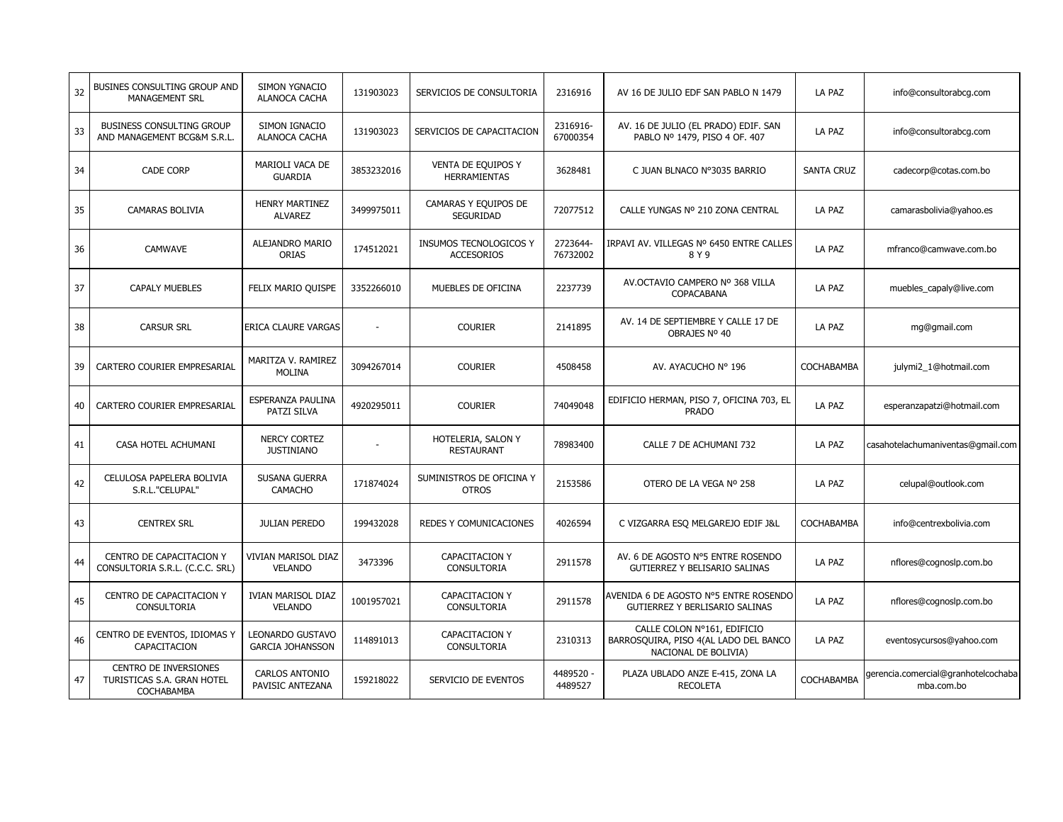| | | | | | | | | |
|---|---|---|---|---|---|---|---|---|
| 32 | BUSINES CONSULTING GROUP AND MANAGEMENT SRL | SIMON YGNACIO ALANOCA CACHA | 131903023 | SERVICIOS DE CONSULTORIA | 2316916 | AV 16 DE JULIO EDF SAN PABLO N 1479 | LA PAZ | info@consultorabcg.com |
| 33 | BUSINESS CONSULTING GROUP AND MANAGEMENT BCG&M S.R.L. | SIMON IGNACIO ALANOCA CACHA | 131903023 | SERVICIOS DE CAPACITACION | 2316916-67000354 | AV. 16 DE JULIO (EL PRADO) EDIF. SAN PABLO Nº 1479, PISO 4 OF. 407 | LA PAZ | info@consultorabcg.com |
| 34 | CADE CORP | MARIOLI VACA DE GUARDIA | 3853232016 | VENTA DE EQUIPOS Y HERRAMIENTAS | 3628481 | C JUAN BLNACO N°3035 BARRIO | SANTA CRUZ | cadecorp@cotas.com.bo |
| 35 | CAMARAS BOLIVIA | HENRY MARTINEZ ALVAREZ | 3499975011 | CAMARAS Y EQUIPOS DE SEGURIDAD | 72077512 | CALLE YUNGAS Nº 210 ZONA CENTRAL | LA PAZ | camarasbolivia@yahoo.es |
| 36 | CAMWAVE | ALEJANDRO MARIO ORIAS | 174512021 | INSUMOS TECNOLOGICOS Y ACCESORIOS | 2723644-76732002 | IRPAVI AV. VILLEGAS Nº 6450 ENTRE CALLES 8 Y 9 | LA PAZ | mfranco@camwave.com.bo |
| 37 | CAPALY MUEBLES | FELIX MARIO QUISPE | 3352266010 | MUEBLES DE OFICINA | 2237739 | AV.OCTAVIO CAMPERO Nº 368 VILLA COPACABANA | LA PAZ | muebles_capaly@live.com |
| 38 | CARSUR SRL | ERICA CLAURE VARGAS | - | COURIER | 2141895 | AV. 14 DE SEPTIEMBRE Y CALLE 17 DE OBRAJES Nº 40 | LA PAZ | mg@gmail.com |
| 39 | CARTERO COURIER EMPRESARIAL | MARITZA V. RAMIREZ MOLINA | 3094267014 | COURIER | 4508458 | AV. AYACUCHO N° 196 | COCHABAMBA | julymi2_1@hotmail.com |
| 40 | CARTERO COURIER EMPRESARIAL | ESPERANZA PAULINA PATZI SILVA | 4920295011 | COURIER | 74049048 | EDIFICIO HERMAN, PISO 7, OFICINA 703, EL PRADO | LA PAZ | esperanzapatzi@hotmail.com |
| 41 | CASA HOTEL ACHUMANI | NERCY CORTEZ JUSTINIANO | - | HOTELERIA, SALON Y RESTAURANT | 78983400 | CALLE 7 DE ACHUMANI 732 | LA PAZ | casahotelachumaniventas@gmail.com |
| 42 | CELULOSA PAPELERA BOLIVIA S.R.L."CELUPAL" | SUSANA GUERRA CAMACHO | 171874024 | SUMINISTROS DE OFICINA Y OTROS | 2153586 | OTERO DE LA VEGA Nº 258 | LA PAZ | celupal@outlook.com |
| 43 | CENTREX SRL | JULIAN PEREDO | 199432028 | REDES Y COMUNICACIONES | 4026594 | C VIZGARRA ESQ MELGAREJO EDIF J&L | COCHABAMBA | info@centrexbolivia.com |
| 44 | CENTRO DE CAPACITACION Y CONSULTORIA S.R.L. (C.C.C. SRL) | VIVIAN MARISOL DIAZ VELANDO | 3473396 | CAPACITACION Y CONSULTORIA | 2911578 | AV. 6 DE AGOSTO N°5 ENTRE ROSENDO GUTIERREZ Y BELISARIO SALINAS | LA PAZ | nflores@cognoslp.com.bo |
| 45 | CENTRO DE CAPACITACION Y CONSULTORIA | IVIAN MARISOL DIAZ VELANDO | 1001957021 | CAPACITACION Y CONSULTORIA | 2911578 | AVENIDA 6 DE AGOSTO N°5 ENTRE ROSENDO GUTIERREZ Y BERLISARIO SALINAS | LA PAZ | nflores@cognoslp.com.bo |
| 46 | CENTRO DE EVENTOS, IDIOMAS Y CAPACITACION | LEONARDO GUSTAVO GARCIA JOHANSSON | 114891013 | CAPACITACION Y CONSULTORIA | 2310313 | CALLE COLON N°161, EDIFICIO BARROSQUIRA, PISO 4(AL LADO DEL BANCO NACIONAL DE BOLIVIA) | LA PAZ | eventosycursos@yahoo.com |
| 47 | CENTRO DE INVERSIONES TURISTICAS S.A. GRAN HOTEL COCHABAMBA | CARLOS ANTONIO PAVISIC ANTEZANA | 159218022 | SERVICIO DE EVENTOS | 4489520 - 4489527 | PLAZA UBLADO ANZE E-415, ZONA LA RECOLETA | COCHABAMBA | gerencia.comercial@granhotelcochabamba.com.bo |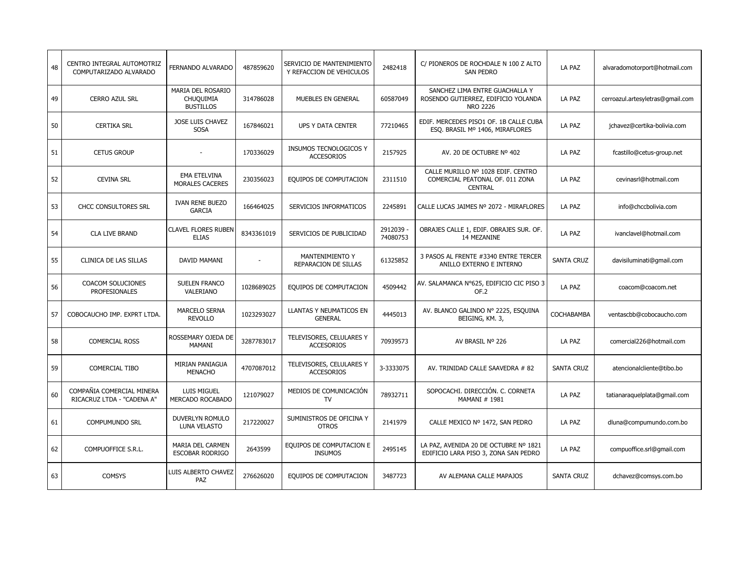| 48 | CENTRO INTEGRAL AUTOMOTRIZ COMPUTARIZADO ALVARADO | FERNANDO ALVARADO | 487859620 | SERVICIO DE MANTENIMIENTO Y REFACCION DE VEHICULOS | 2482418 | C/ PIONEROS DE ROCHDALE N 100 Z ALTO SAN PEDRO | LA PAZ | alvaradomotorport@hotmail.com |
|---|---|---|---|---|---|---|---|---|
| 49 | CERRO AZUL SRL | MARIA DEL ROSARIO CHUQUIMIA BUSTILLOS | 314786028 | MUEBLES EN GENERAL | 60587049 | SANCHEZ LIMA ENTRE GUACHALLA Y ROSENDO GUTIERREZ, EDIFICIO YOLANDA NRO 2226 | LA PAZ | cerroazul.artesyletras@gmail.com |
| 50 | CERTIKA SRL | JOSE LUIS CHAVEZ SOSA | 167846021 | UPS Y DATA CENTER | 77210465 | EDIF. MERCEDES PISO1 OF. 1B CALLE CUBA ESQ. BRASIL Mº 1406, MIRAFLORES | LA PAZ | jchavez@certika-bolivia.com |
| 51 | CETUS GROUP | - | 170336029 | INSUMOS TECNOLOGICOS Y ACCESORIOS | 2157925 | AV. 20 DE OCTUBRE Nº 402 | LA PAZ | fcastillo@cetus-group.net |
| 52 | CEVINA SRL | EMA ETELVINA MORALES CACERES | 230356023 | EQUIPOS DE COMPUTACION | 2311510 | CALLE MURILLO Nº 1028 EDIF. CENTRO COMERCIAL PEATONAL OF. 011 ZONA CENTRAL | LA PAZ | cevinasrl@hotmail.com |
| 53 | CHCC CONSULTORES SRL | IVAN RENE BUEZO GARCIA | 166464025 | SERVICIOS INFORMATICOS | 2245891 | CALLE LUCAS JAIMES Nº 2072 - MIRAFLORES | LA PAZ | info@chccbolivia.com |
| 54 | CLA LIVE BRAND | CLAVEL FLORES RUBEN ELIAS | 8343361019 | SERVICIOS DE PUBLICIDAD | 2912039 - 74080753 | OBRAJES CALLE 1, EDIF. OBRAJES SUR. OF. 14 MEZANINE | LA PAZ | ivanclavel@hotmail.com |
| 55 | CLINICA DE LAS SILLAS | DAVID MAMANI | - | MANTENIMIENTO Y REPARACION DE SILLAS | 61325852 | 3 PASOS AL FRENTE #3340 ENTRE TERCER ANILLO EXTERNO E INTERNO | SANTA CRUZ | davisiluminati@gmail.com |
| 56 | COACOM SOLUCIONES PROFESIONALES | SUELEN FRANCO VALERIANO | 1028689025 | EQUIPOS DE COMPUTACION | 4509442 | AV. SALAMANCA Nº625, EDIFICIO CIC PISO 3 OF.2 | LA PAZ | coacom@coacom.net |
| 57 | COBOCAUCHO IMP. EXPRT LTDA. | MARCELO SERNA REVOLLO | 1023293027 | LLANTAS Y NEUMATICOS EN GENERAL | 4445013 | AV. BLANCO GALINDO N° 2225, ESQUINA BEIGING, KM. 3, | COCHABAMBA | ventascbb@cobocaucho.com |
| 58 | COMERCIAL ROSS | ROSSEMARY OJEDA DE MAMANI | 3287783017 | TELEVISORES, CELULARES Y ACCESORIOS | 70939573 | AV BRASIL Nº 226 | LA PAZ | comercial226@hotmail.com |
| 59 | COMERCIAL TIBO | MIRIAN PANIAGUA MENACHO | 4707087012 | TELEVISORES, CELULARES Y ACCESORIOS | 3-3333075 | AV. TRINIDAD CALLE SAAVEDRA # 82 | SANTA CRUZ | atencionalcliente@tibo.bo |
| 60 | COMPAÑIA COMERCIAL MINERA RICACRUZ LTDA - "CADENA A" | LUIS MIGUEL MERCADO ROCABADO | 121079027 | MEDIOS DE COMUNICACIÓN TV | 78932711 | SOPOCACHI. DIRECCIÓN. C. CORNETA MAMANI # 1981 | LA PAZ | tatianaraquelplata@gmail.com |
| 61 | COMPUMUNDO SRL | DUVERLYN ROMULO LUNA VELASTO | 217220027 | SUMINISTROS DE OFICINA Y OTROS | 2141979 | CALLE MEXICO Nº 1472, SAN PEDRO | LA PAZ | dluna@compumundo.com.bo |
| 62 | COMPUOFFICE S.R.L. | MARIA DEL CARMEN ESCOBAR RODRIGO | 2643599 | EQUIPOS DE COMPUTACION E INSUMOS | 2495145 | LA PAZ, AVENIDA 20 DE OCTUBRE Nº 1821 EDIFICIO LARA PISO 3, ZONA SAN PEDRO | LA PAZ | compuoffice.srl@gmail.com |
| 63 | COMSYS | LUIS ALBERTO CHAVEZ PAZ | 276626020 | EQUIPOS DE COMPUTACION | 3487723 | AV ALEMANA CALLE MAPAJOS | SANTA CRUZ | dchavez@comsys.com.bo |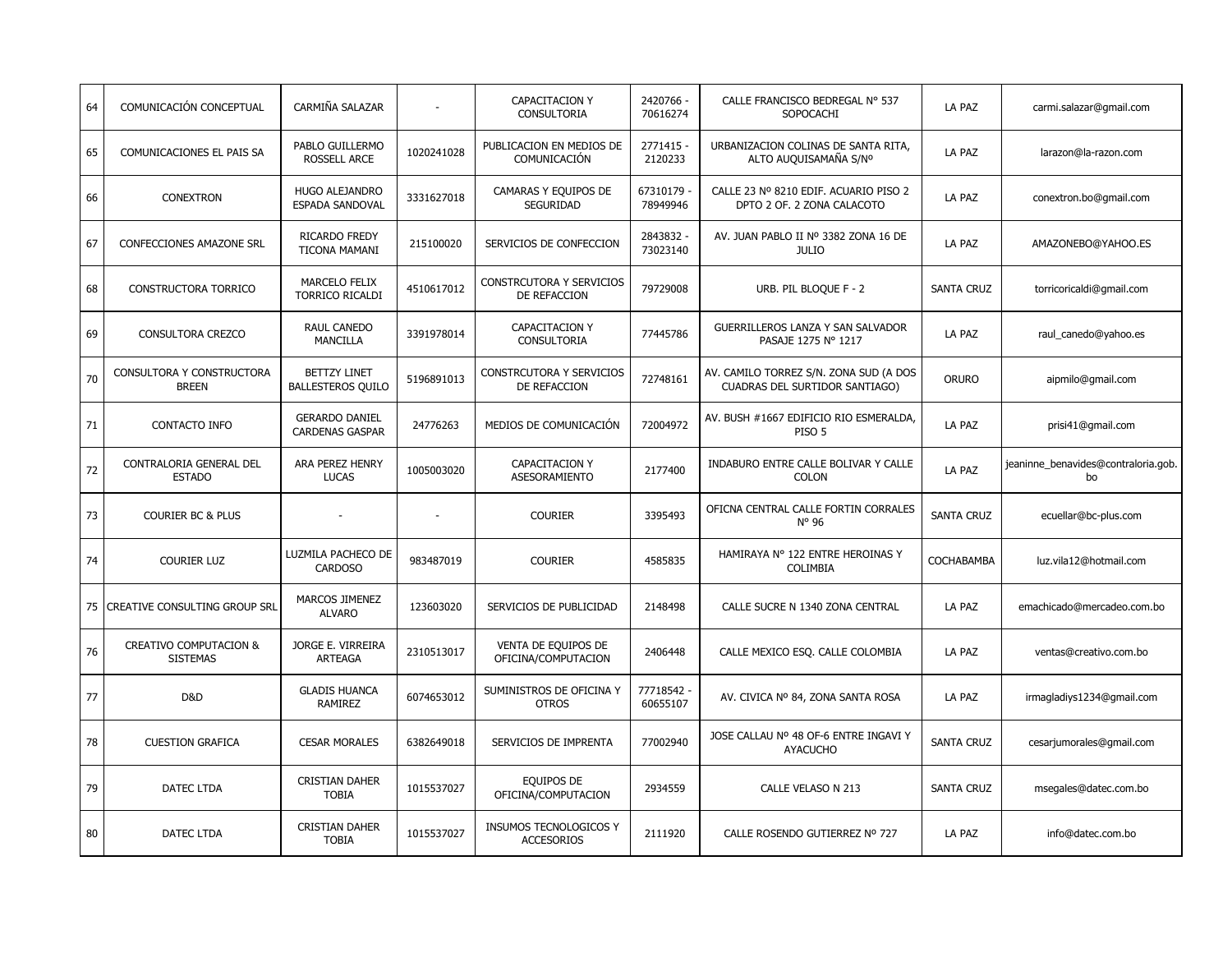| 64 | COMUNICACIÓN CONCEPTUAL | CARMIÑA SALAZAR | - | CAPACITACION Y CONSULTORIA | 2420766 - 70616274 | CALLE FRANCISCO BEDREGAL N° 537 SOPOCACHI | LA PAZ | carmi.salazar@gmail.com |
|---|---|---|---|---|---|---|---|---|
| 65 | COMUNICACIONES EL PAIS SA | PABLO GUILLERMO ROSSELL ARCE | 1020241028 | PUBLICACION EN MEDIOS DE COMUNICACIÓN | 2771415 - 2120233 | URBANIZACION COLINAS DE SANTA RITA, ALTO AUQUISAMAÑA S/Nº | LA PAZ | larazon@la-razon.com |
| 66 | CONEXTRON | HUGO ALEJANDRO ESPADA SANDOVAL | 3331627018 | CAMARAS Y EQUIPOS DE SEGURIDAD | 67310179 - 78949946 | CALLE 23 Nº 8210 EDIF. ACUARIO PISO 2 DPTO 2 OF. 2 ZONA CALACOTO | LA PAZ | conextron.bo@gmail.com |
| 67 | CONFECCIONES AMAZONE SRL | RICARDO FREDY TICONA MAMANI | 215100020 | SERVICIOS DE CONFECCION | 2843832 - 73023140 | AV. JUAN PABLO II Nº 3382 ZONA 16 DE JULIO | LA PAZ | AMAZONEBO@YAHOO.ES |
| 68 | CONSTRUCTORA TORRICO | MARCELO FELIX TORRICO RICALDI | 4510617012 | CONSTRCUTORA Y SERVICIOS DE REFACCION | 79729008 | URB. PIL BLOQUE F - 2 | SANTA CRUZ | torricoricaldi@gmail.com |
| 69 | CONSULTORA CREZCO | RAUL CANEDO MANCILLA | 3391978014 | CAPACITACION Y CONSULTORIA | 77445786 | GUERRILLEROS LANZA Y SAN SALVADOR PASAJE 1275 N° 1217 | LA PAZ | raul_canedo@yahoo.es |
| 70 | CONSULTORA Y CONSTRUCTORA BREEN | BETTZY LINET BALLESTEROS QUILO | 5196891013 | CONSTRCUTORA Y SERVICIOS DE REFACCION | 72748161 | AV. CAMILO TORREZ S/N. ZONA SUD (A DOS CUADRAS DEL SURTIDOR SANTIAGO) | ORURO | aipmilo@gmail.com |
| 71 | CONTACTO INFO | GERARDO DANIEL CARDENAS GASPAR | 24776263 | MEDIOS DE COMUNICACIÓN | 72004972 | AV. BUSH #1667 EDIFICIO RIO ESMERALDA, PISO 5 | LA PAZ | prisi41@gmail.com |
| 72 | CONTRALORIA GENERAL DEL ESTADO | ARA PEREZ HENRY LUCAS | 1005003020 | CAPACITACION Y ASESORAMIENTO | 2177400 | INDABURO ENTRE CALLE BOLIVAR Y CALLE COLON | LA PAZ | jeaninne_benavides@contraloria.gob.bo |
| 73 | COURIER BC & PLUS | - | - | COURIER | 3395493 | OFICNA CENTRAL CALLE FORTIN CORRALES N° 96 | SANTA CRUZ | ecuellar@bc-plus.com |
| 74 | COURIER LUZ | LUZMILA PACHECO DE CARDOSO | 983487019 | COURIER | 4585835 | HAMIRAYA N° 122 ENTRE HEROINAS Y COLIMBIA | COCHABAMBA | luz.vila12@hotmail.com |
| 75 | CREATIVE CONSULTING GROUP SRL | MARCOS JIMENEZ ALVARO | 123603020 | SERVICIOS DE PUBLICIDAD | 2148498 | CALLE SUCRE N 1340 ZONA CENTRAL | LA PAZ | emachicado@mercadeo.com.bo |
| 76 | CREATIVO COMPUTACION & SISTEMAS | JORGE E. VIRREIRA ARTEAGA | 2310513017 | VENTA DE EQUIPOS DE OFICINA/COMPUTACION | 2406448 | CALLE MEXICO ESQ. CALLE COLOMBIA | LA PAZ | ventas@creativo.com.bo |
| 77 | D&D | GLADIS HUANCA RAMIREZ | 6074653012 | SUMINISTROS DE OFICINA Y OTROS | 77718542 - 60655107 | AV. CIVICA Nº 84, ZONA SANTA ROSA | LA PAZ | irmagladiys1234@gmail.com |
| 78 | CUESTION GRAFICA | CESAR MORALES | 6382649018 | SERVICIOS DE IMPRENTA | 77002940 | JOSE CALLAU Nº 48 OF-6 ENTRE INGAVI Y AYACUCHO | SANTA CRUZ | cesarjumorales@gmail.com |
| 79 | DATEC LTDA | CRISTIAN DAHER TOBIA | 1015537027 | EQUIPOS DE OFICINA/COMPUTACION | 2934559 | CALLE VELASO N 213 | SANTA CRUZ | msegales@datec.com.bo |
| 80 | DATEC LTDA | CRISTIAN DAHER TOBIA | 1015537027 | INSUMOS TECNOLOGICOS Y ACCESORIOS | 2111920 | CALLE ROSENDO GUTIERREZ Nº 727 | LA PAZ | info@datec.com.bo |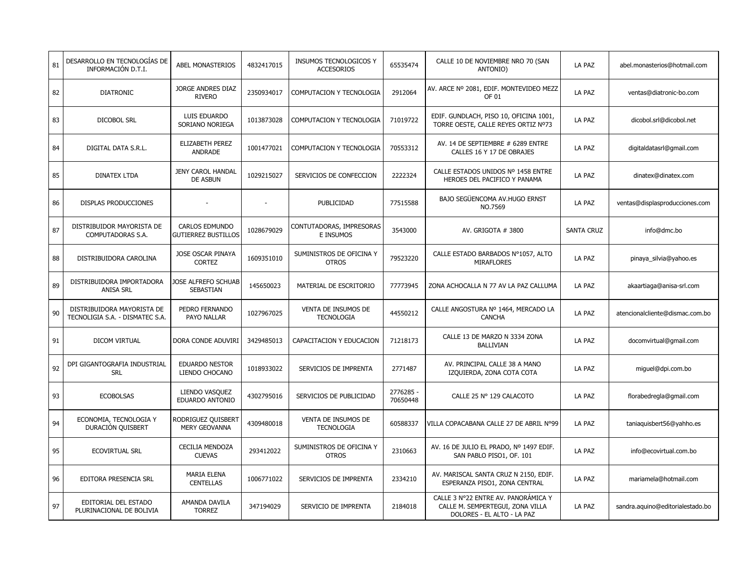| 81 | DESARROLLO EN TECNOLOGÍAS DE INFORMACIÓN D.T.I. | ABEL MONASTERIOS | 4832417015 | INSUMOS TECNOLOGICOS Y ACCESORIOS | 65535474 | CALLE 10 DE NOVIEMBRE NRO 70 (SAN ANTONIO) | LA PAZ | abel.monasterios@hotmail.com |
|---|---|---|---|---|---|---|---|---|
| 82 | DIATRONIC | JORGE ANDRES DIAZ RIVERO | 2350934017 | COMPUTACION Y TECNOLOGIA | 2912064 | AV. ARCE Nº 2081, EDIF. MONTEVIDEO MEZZ OF 01 | LA PAZ | ventas@diatronic-bo.com |
| 83 | DICOBOL SRL | LUIS EDUARDO SORIANO NORIEGA | 1013873028 | COMPUTACION Y TECNOLOGIA | 71019722 | EDIF. GUNDLACH, PISO 10, OFICINA 1001, TORRE OESTE, CALLE REYES ORTIZ Nº73 | LA PAZ | dicobol.srl@dicobol.net |
| 84 | DIGITAL DATA S.R.L. | ELIZABETH PEREZ ANDRADE | 1001477021 | COMPUTACION Y TECNOLOGIA | 70553312 | AV. 14 DE SEPTIEMBRE # 6289 ENTRE CALLES 16 Y 17 DE OBRAJES | LA PAZ | digitaldatasrl@gmail.com |
| 85 | DINATEX LTDA | JENY CAROL HANDAL DE ASBUN | 1029215027 | SERVICIOS DE CONFECCION | 2222324 | CALLE ESTADOS UNIDOS Nº 1458 ENTRE HEROES DEL PACIFICO Y PANAMA | LA PAZ | dinatex@dinatex.com |
| 86 | DISPLAS PRODUCCIONES | - | - | PUBLICIDAD | 77515588 | BAJO SEGÜENCOMA AV.HUGO ERNST NO.7569 | LA PAZ | ventas@displasproducciones.com |
| 87 | DISTRIBUIDOR MAYORISTA DE COMPUTADORAS S.A. | CARLOS EDMUNDO GUTIERREZ BUSTILLOS | 1028679029 | CONTUTADORAS, IMPRESORAS E INSUMOS | 3543000 | AV. GRIGOTA # 3800 | SANTA CRUZ | info@dmc.bo |
| 88 | DISTRIBUIDORA CAROLINA | JOSE OSCAR PINAYA CORTEZ | 1609351010 | SUMINISTROS DE OFICINA Y OTROS | 79523220 | CALLE ESTADO BARBADOS N°1057, ALTO MIRAFLORES | LA PAZ | pinaya_silvia@yahoo.es |
| 89 | DISTRIBUIDORA IMPORTADORA ANISA SRL | JOSE ALFREFO SCHUAB SEBASTIAN | 145650023 | MATERIAL DE ESCRITORIO | 77773945 | ZONA ACHOCALLA N 77 AV LA PAZ CALLUMA | LA PAZ | akaartiaga@anisa-srl.com |
| 90 | DISTRIBUIDORA MAYORISTA DE TECNOLIGIA S.A. - DISMATEC S.A. | PEDRO FERNANDO PAYO NALLAR | 1027967025 | VENTA DE INSUMOS DE TECNOLOGIA | 44550212 | CALLE ANGOSTURA Nº 1464, MERCADO LA CANCHA | LA PAZ | atencionalcliente@dismac.com.bo |
| 91 | DICOM VIRTUAL | DORA CONDE ADUVIRI | 3429485013 | CAPACITACION Y EDUCACION | 71218173 | CALLE 13 DE MARZO N 3334 ZONA BALLIVIAN | LA PAZ | docomvirtual@gmail.com |
| 92 | DPI GIGANTOGRAFIA INDUSTRIAL SRL | EDUARDO NESTOR LIENDO CHOCANO | 1018933022 | SERVICIOS DE IMPRENTA | 2771487 | AV. PRINCIPAL CALLE 38 A MANO IZQUIERDA, ZONA COTA COTA | LA PAZ | miguel@dpi.com.bo |
| 93 | ECOBOLSAS | LIENDO VASQUEZ EDUARDO ANTONIO | 4302795016 | SERVICIOS DE PUBLICIDAD | 2776285 - 70650448 | CALLE 25 N° 129 CALACOTO | LA PAZ | florabedregla@gmail.com |
| 94 | ECONOMIA, TECNOLOGIA Y DURACIÓN QUISBERT | RODRIGUEZ QUISBERT MERY GEOVANNA | 4309480018 | VENTA DE INSUMOS DE TECNOLOGIA | 60588337 | VILLA COPACABANA CALLE 27 DE ABRIL N°99 | LA PAZ | taniaquisbert56@yahho.es |
| 95 | ECOVIRTUAL SRL | CECILIA MENDOZA CUEVAS | 293412022 | SUMINISTROS DE OFICINA Y OTROS | 2310663 | AV. 16 DE JULIO EL PRADO, Nº 1497 EDIF. SAN PABLO PISO1, OF. 101 | LA PAZ | info@ecovirtual.com.bo |
| 96 | EDITORA PRESENCIA SRL | MARIA ELENA CENTELLAS | 1006771022 | SERVICIOS DE IMPRENTA | 2334210 | AV. MARISCAL SANTA CRUZ N 2150, EDIF. ESPERANZA PISO1, ZONA CENTRAL | LA PAZ | mariamela@hotmail.com |
| 97 | EDITORIAL DEL ESTADO PLURINACIONAL DE BOLIVIA | AMANDA DAVILA TORREZ | 347194029 | SERVICIO DE IMPRENTA | 2184018 | CALLE 3 N°22 ENTRE AV. PANORÁMICA Y CALLE M. SEMPERTEGUI, ZONA VILLA DOLORES - EL ALTO - LA PAZ | LA PAZ | sandra.aquino@editorialestado.bo |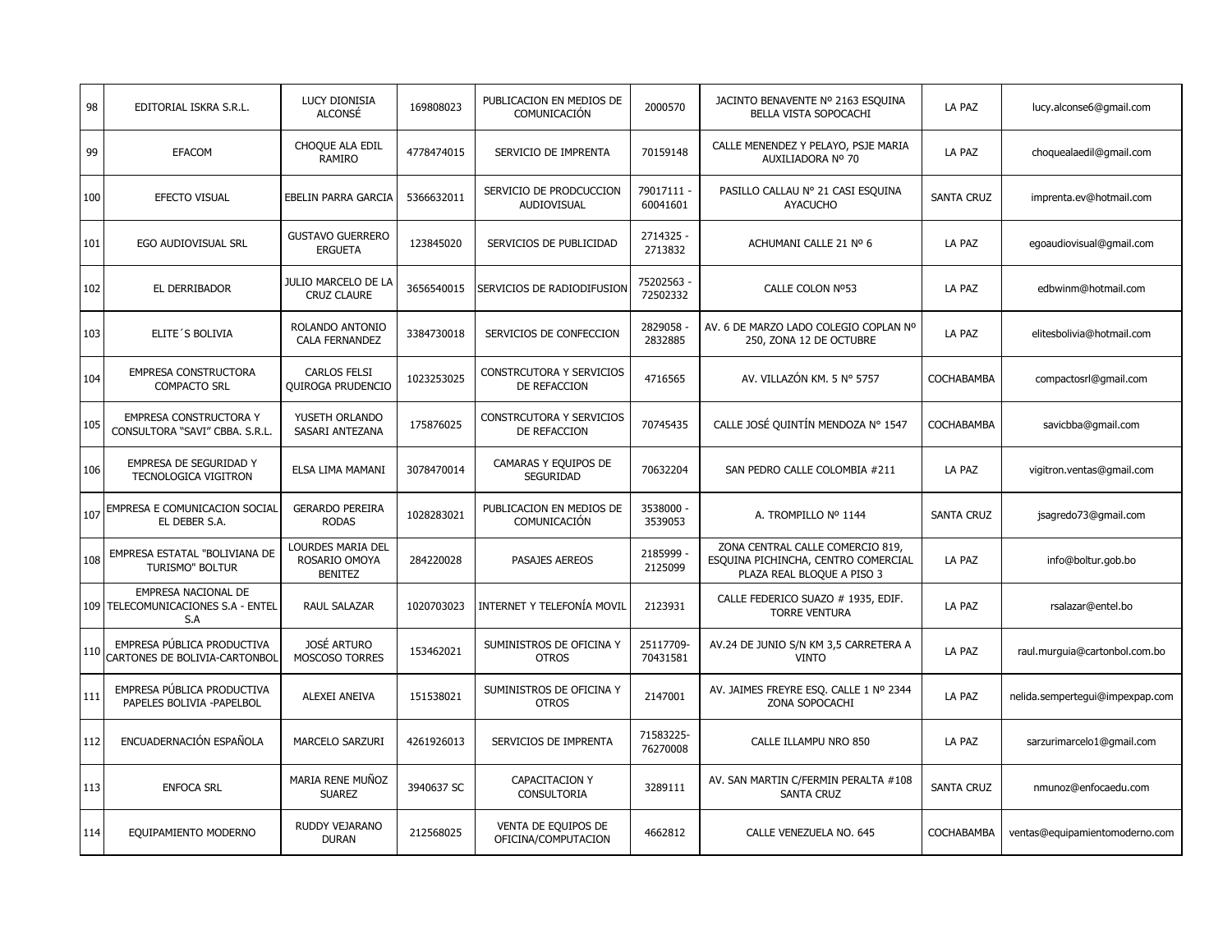| 98 | EDITORIAL ISKRA S.R.L. | LUCY DIONISIA ALCONSÉ | 169808023 | PUBLICACION EN MEDIOS DE COMUNICACIÓN | 2000570 | JACINTO BENAVENTE Nº 2163 ESQUINA BELLA VISTA SOPOCACHI | LA PAZ | lucy.alconse6@gmail.com |
|---|---|---|---|---|---|---|---|---|
| 99 | EFACOM | CHOQUE ALA EDIL RAMIRO | 4778474015 | SERVICIO DE IMPRENTA | 70159148 | CALLE MENENDEZ Y PELAYO, PSJE MARIA AUXILIADORA Nº 70 | LA PAZ | choquealaedil@gmail.com |
| 100 | EFECTO VISUAL | EBELIN PARRA GARCIA | 5366632011 | SERVICIO DE PRODCUCCION AUDIOVISUAL | 79017111 - 60041601 | PASILLO CALLAU N° 21 CASI ESQUINA AYACUCHO | SANTA CRUZ | imprenta.ev@hotmail.com |
| 101 | EGO AUDIOVISUAL SRL | GUSTAVO GUERRERO ERGUETA | 123845020 | SERVICIOS DE PUBLICIDAD | 2714325 - 2713832 | ACHUMANI CALLE 21 Nº 6 | LA PAZ | egoaudiovisual@gmail.com |
| 102 | EL DERRIBADOR | JULIO MARCELO DE LA CRUZ CLAURE | 3656540015 | SERVICIOS DE RADIODIFUSION | 75202563 - 72502332 | CALLE COLON Nº53 | LA PAZ | edbwinm@hotmail.com |
| 103 | ELITE´S BOLIVIA | ROLANDO ANTONIO CALA FERNANDEZ | 3384730018 | SERVICIOS DE CONFECCION | 2829058 - 2832885 | AV. 6 DE MARZO LADO COLEGIO COPLAN Nº 250, ZONA 12 DE OCTUBRE | LA PAZ | elitesbolivia@hotmail.com |
| 104 | EMPRESA CONSTRUCTORA COMPACTO SRL | CARLOS FELSI QUIROGA PRUDENCIO | 1023253025 | CONSTRCUTORA Y SERVICIOS DE REFACCION | 4716565 | AV. VILLAZÓN KM. 5 N° 5757 | COCHABAMBA | compactosrl@gmail.com |
| 105 | EMPRESA CONSTRUCTORA Y CONSULTORA "SAVI" CBBA. S.R.L. | YUSETH ORLANDO SASARI ANTEZANA | 175876025 | CONSTRCUTORA Y SERVICIOS DE REFACCION | 70745435 | CALLE JOSÉ QUINTÍN MENDOZA N° 1547 | COCHABAMBA | savicbba@gmail.com |
| 106 | EMPRESA DE SEGURIDAD Y TECNOLOGICA VIGITRON | ELSA LIMA MAMANI | 3078470014 | CAMARAS Y EQUIPOS DE SEGURIDAD | 70632204 | SAN PEDRO CALLE COLOMBIA #211 | LA PAZ | vigitron.ventas@gmail.com |
| 107 | EMPRESA E COMUNICACION SOCIAL EL DEBER S.A. | GERARDO PEREIRA RODAS | 1028283021 | PUBLICACION EN MEDIOS DE COMUNICACIÓN | 3538000 - 3539053 | A. TROMPILLO Nº 1144 | SANTA CRUZ | jsagredo73@gmail.com |
| 108 | EMPRESA ESTATAL "BOLIVIANA DE TURISMO" BOLTUR | LOURDES MARIA DEL ROSARIO OMOYA BENITEZ | 284220028 | PASAJES AEREOS | 2185999 - 2125099 | ZONA CENTRAL CALLE COMERCIO 819, ESQUINA PICHINCHA, CENTRO COMERCIAL PLAZA REAL BLOQUE A PISO 3 | LA PAZ | info@boltur.gob.bo |
| 109 | EMPRESA NACIONAL DE TELECOMUNICACIONES S.A - ENTEL S.A | RAUL SALAZAR | 1020703023 | INTERNET Y TELEFONÍA MOVIL | 2123931 | CALLE FEDERICO SUAZO # 1935, EDIF. TORRE VENTURA | LA PAZ | rsalazar@entel.bo |
| 110 | EMPRESA PÚBLICA PRODUCTIVA CARTONES DE BOLIVIA-CARTONBOL | JOSÉ ARTURO MOSCOSO TORRES | 153462021 | SUMINISTROS DE OFICINA Y OTROS | 25117709-70431581 | AV.24 DE JUNIO S/N KM 3,5 CARRETERA A VINTO | LA PAZ | raul.murguia@cartonbol.com.bo |
| 111 | EMPRESA PÚBLICA PRODUCTIVA PAPELES BOLIVIA -PAPELBOL | ALEXEI ANEIVA | 151538021 | SUMINISTROS DE OFICINA Y OTROS | 2147001 | AV. JAIMES FREYRE ESQ. CALLE 1 Nº 2344 ZONA SOPOCACHI | LA PAZ | nelida.sempertegui@impexpap.com |
| 112 | ENCUADERNACIÓN ESPAÑOLA | MARCELO SARZURI | 4261926013 | SERVICIOS DE IMPRENTA | 71583225-76270008 | CALLE ILLAMPU NRO 850 | LA PAZ | sarzurimarcelo1@gmail.com |
| 113 | ENFOCA SRL | MARIA RENE MUÑOZ SUAREZ | 3940637 SC | CAPACITACION Y CONSULTORIA | 3289111 | AV. SAN MARTIN C/FERMIN PERALTA #108 SANTA CRUZ | SANTA CRUZ | nmunoz@enfocaedu.com |
| 114 | EQUIPAMIENTO MODERNO | RUDDY VEJARANO DURAN | 212568025 | VENTA DE EQUIPOS DE OFICINA/COMPUTACION | 4662812 | CALLE VENEZUELA NO. 645 | COCHABAMBA | ventas@equipamientomoderno.com |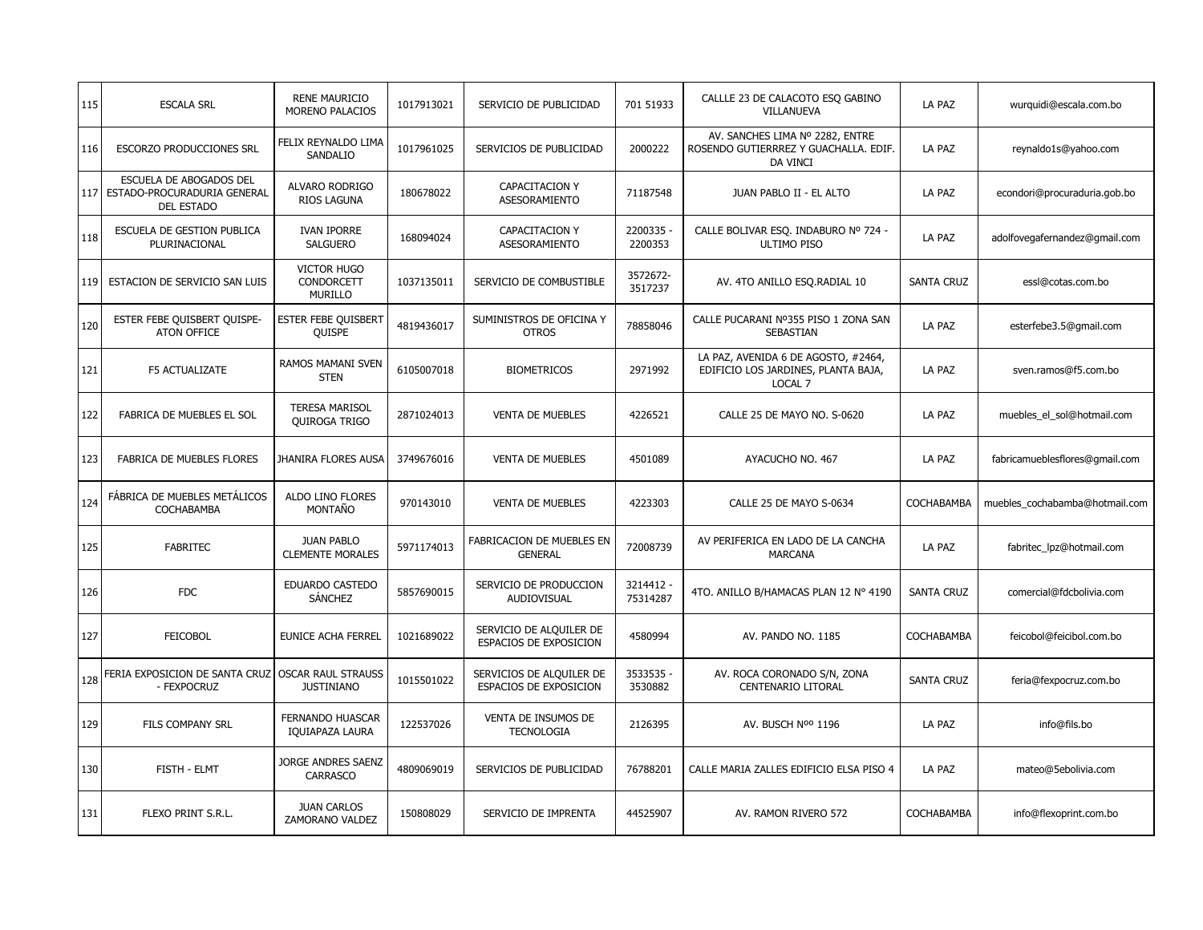| 115 | ESCALA SRL | RENE MAURICIO MORENO PALACIOS | 1017913021 | SERVICIO DE PUBLICIDAD | 701 51933 | CALLLE 23 DE CALACOTO ESQ GABINO VILLANUEVA | LA PAZ | wurquidi@escala.com.bo |
|---|---|---|---|---|---|---|---|---|
| 116 | ESCORZO PRODUCCIONES SRL | FELIX REYNALDO LIMA SANDALIO | 1017961025 | SERVICIOS DE PUBLICIDAD | 2000222 | AV. SANCHES LIMA Nº 2282, ENTRE ROSENDO GUTIERRREZ Y GUACHALLA. EDIF. DA VINCI | LA PAZ | reynaldo1s@yahoo.com |
| 117 | ESCUELA DE ABOGADOS DEL ESTADO-PROCURADURIA GENERAL DEL ESTADO | ALVARO RODRIGO RIOS LAGUNA | 180678022 | CAPACITACION Y ASESORAMIENTO | 71187548 | JUAN PABLO II - EL ALTO | LA PAZ | econdori@procuraduria.gob.bo |
| 118 | ESCUELA DE GESTION PUBLICA PLURINACIONAL | IVAN IPORRE SALGUERO | 168094024 | CAPACITACION Y ASESORAMIENTO | 2200335 - 2200353 | CALLE BOLIVAR ESQ. INDABURO Nº 724 - ULTIMO PISO | LA PAZ | adolfovegafernandez@gmail.com |
| 119 | ESTACION DE SERVICIO SAN LUIS | VICTOR HUGO CONDORCETT MURILLO | 1037135011 | SERVICIO DE COMBUSTIBLE | 3572672-3517237 | AV. 4TO ANILLO ESQ.RADIAL 10 | SANTA CRUZ | essl@cotas.com.bo |
| 120 | ESTER FEBE QUISBERT QUISPE-ATON OFFICE | ESTER FEBE QUISBERT QUISPE | 4819436017 | SUMINISTROS DE OFICINA Y OTROS | 78858046 | CALLE PUCARANI Nº355 PISO 1 ZONA SAN SEBASTIAN | LA PAZ | esterfebe3.5@gmail.com |
| 121 | F5 ACTUALIZATE | RAMOS MAMANI SVEN STEN | 6105007018 | BIOMETRICOS | 2971992 | LA PAZ, AVENIDA 6 DE AGOSTO, #2464, EDIFICIO LOS JARDINES, PLANTA BAJA, LOCAL 7 | LA PAZ | sven.ramos@f5.com.bo |
| 122 | FABRICA DE MUEBLES EL SOL | TERESA MARISOL QUIROGA TRIGO | 2871024013 | VENTA DE MUEBLES | 4226521 | CALLE 25 DE MAYO NO. S-0620 | LA PAZ | muebles_el_sol@hotmail.com |
| 123 | FABRICA DE MUEBLES FLORES | JHANIRA FLORES AUSA | 3749676016 | VENTA DE MUEBLES | 4501089 | AYACUCHO NO. 467 | LA PAZ | fabricamueblesflores@gmail.com |
| 124 | FÁBRICA DE MUEBLES METÁLICOS COCHABAMBA | ALDO LINO FLORES MONTAÑO | 970143010 | VENTA DE MUEBLES | 4223303 | CALLE 25 DE MAYO S-0634 | COCHABAMBA | muebles_cochabamba@hotmail.com |
| 125 | FABRITEC | JUAN PABLO CLEMENTE MORALES | 5971174013 | FABRICACION DE MUEBLES EN GENERAL | 72008739 | AV PERIFERICA EN LADO DE LA CANCHA MARCANA | LA PAZ | fabritec_lpz@hotmail.com |
| 126 | FDC | EDUARDO CASTEDO SÁNCHEZ | 5857690015 | SERVICIO DE PRODUCCION AUDIOVISUAL | 3214412 - 75314287 | 4TO. ANILLO B/HAMACAS PLAN 12 N° 4190 | SANTA CRUZ | comercial@fdcbolivia.com |
| 127 | FEICOBOL | EUNICE ACHA FERREL | 1021689022 | SERVICIO DE ALQUILER DE ESPACIOS DE EXPOSICION | 4580994 | AV. PANDO NO. 1185 | COCHABAMBA | feicobol@feicibol.com.bo |
| 128 | FERIA EXPOSICION DE SANTA CRUZ - FEXPOCRUZ | OSCAR RAUL STRAUSS JUSTINIANO | 1015501022 | SERVICIOS DE ALQUILER DE ESPACIOS DE EXPOSICION | 3533535 - 3530882 | AV. ROCA CORONADO S/N, ZONA CENTENARIO LITORAL | SANTA CRUZ | feria@fexpocruz.com.bo |
| 129 | FILS COMPANY SRL | FERNANDO HUASCAR IQUIAPAZA LAURA | 122537026 | VENTA DE INSUMOS DE TECNOLOGIA | 2126395 | AV. BUSCH Nºº 1196 | LA PAZ | info@fils.bo |
| 130 | FISTH - ELMT | JORGE ANDRES SAENZ CARRASCO | 4809069019 | SERVICIOS DE PUBLICIDAD | 76788201 | CALLE MARIA ZALLES EDIFICIO ELSA PISO 4 | LA PAZ | mateo@5ebolivia.com |
| 131 | FLEXO PRINT S.R.L. | JUAN CARLOS ZAMORANO VALDEZ | 150808029 | SERVICIO DE IMPRENTA | 44525907 | AV. RAMON RIVERO 572 | COCHABAMBA | info@flexoprint.com.bo |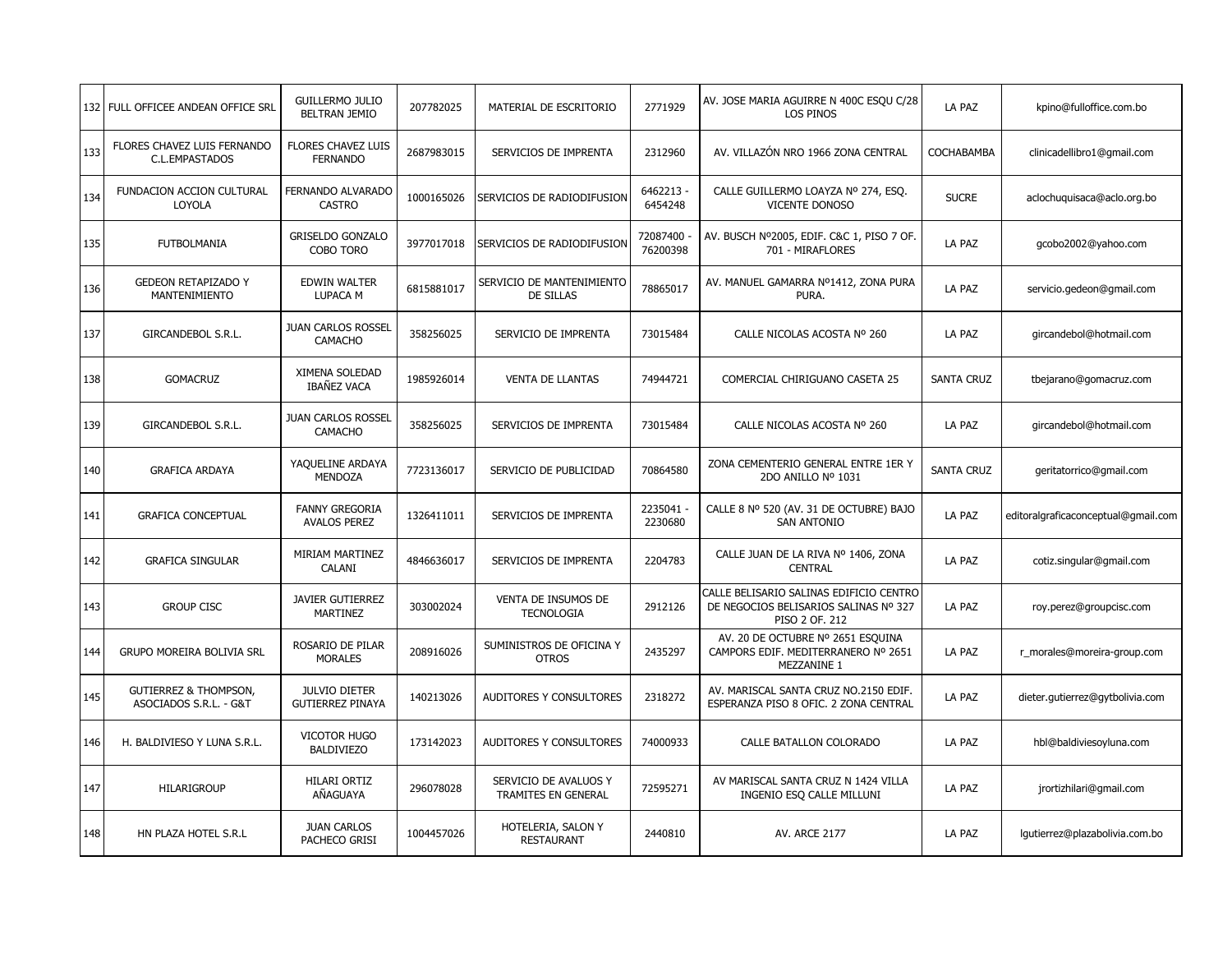| 132 | FULL OFFICEE ANDEAN OFFICE SRL | GUILLERMO JULIO BELTRAN JEMIO | 207782025 | MATERIAL DE ESCRITORIO | 2771929 | AV. JOSE MARIA AGUIRRE N 400C ESQU C/28 LOS PINOS | LA PAZ | kpino@fulloffice.com.bo |
|---|---|---|---|---|---|---|---|---|
| 133 | FLORES CHAVEZ LUIS FERNANDO C.L.EMPASTADOS | FLORES CHAVEZ LUIS FERNANDO | 2687983015 | SERVICIOS DE IMPRENTA | 2312960 | AV. VILLAZÓN NRO 1966 ZONA CENTRAL | COCHABAMBA | clinicadellibro1@gmail.com |
| 134 | FUNDACION ACCION CULTURAL LOYOLA | FERNANDO ALVARADO CASTRO | 1000165026 | SERVICIOS DE RADIODIFUSION | 6462213 - 6454248 | CALLE GUILLERMO LOAYZA Nº 274, ESQ. VICENTE DONOSO | SUCRE | aclochuquisaca@aclo.org.bo |
| 135 | FUTBOLMANIA | GRISELDO GONZALO COBO TORO | 3977017018 | SERVICIOS DE RADIODIFUSION | 72087400 - 76200398 | AV. BUSCH Nº2005, EDIF. C&C 1, PISO 7 OF. 701 - MIRAFLORES | LA PAZ | gcobo2002@yahoo.com |
| 136 | GEDEON RETAPIZADO Y MANTENIMIENTO | EDWIN WALTER LUPACA M | 6815881017 | SERVICIO DE MANTENIMIENTO DE SILLAS | 78865017 | AV. MANUEL GAMARRA Nº1412, ZONA PURA PURA. | LA PAZ | servicio.gedeon@gmail.com |
| 137 | GIRCANDEBOL S.R.L. | JUAN CARLOS ROSSEL CAMACHO | 358256025 | SERVICIO DE IMPRENTA | 73015484 | CALLE NICOLAS ACOSTA Nº 260 | LA PAZ | gircandebol@hotmail.com |
| 138 | GOMACRUZ | XIMENA SOLEDAD IBAÑEZ VACA | 1985926014 | VENTA DE LLANTAS | 74944721 | COMERCIAL CHIRIGUANO CASETA 25 | SANTA CRUZ | tbejarano@gomacruz.com |
| 139 | GIRCANDEBOL S.R.L. | JUAN CARLOS ROSSEL CAMACHO | 358256025 | SERVICIOS DE IMPRENTA | 73015484 | CALLE NICOLAS ACOSTA Nº 260 | LA PAZ | gircandebol@hotmail.com |
| 140 | GRAFICA ARDAYA | YAQUELINE ARDAYA MENDOZA | 7723136017 | SERVICIO DE PUBLICIDAD | 70864580 | ZONA CEMENTERIO GENERAL ENTRE 1ER Y 2DO ANILLO Nº 1031 | SANTA CRUZ | geritatorrico@gmail.com |
| 141 | GRAFICA CONCEPTUAL | FANNY GREGORIA AVALOS PEREZ | 1326411011 | SERVICIOS DE IMPRENTA | 2235041 - 2230680 | CALLE 8 Nº 520 (AV. 31 DE OCTUBRE) BAJO SAN ANTONIO | LA PAZ | editoralgraficaconceptual@gmail.com |
| 142 | GRAFICA SINGULAR | MIRIAM MARTINEZ CALANI | 4846636017 | SERVICIOS DE IMPRENTA | 2204783 | CALLE JUAN DE LA RIVA Nº 1406, ZONA CENTRAL | LA PAZ | cotiz.singular@gmail.com |
| 143 | GROUP CISC | JAVIER GUTIERREZ MARTINEZ | 303002024 | VENTA DE INSUMOS DE TECNOLOGIA | 2912126 | CALLE BELISARIO SALINAS EDIFICIO CENTRO DE NEGOCIOS BELISARIOS SALINAS Nº 327 PISO 2 OF. 212 | LA PAZ | roy.perez@groupcisc.com |
| 144 | GRUPO MOREIRA BOLIVIA SRL | ROSARIO DE PILAR MORALES | 208916026 | SUMINISTROS DE OFICINA Y OTROS | 2435297 | AV. 20 DE OCTUBRE Nº 2651 ESQUINA CAMPORS EDIF. MEDITERRANEO Nº 2651 MEZZANINE 1 | LA PAZ | r_morales@moreira-group.com |
| 145 | GUTIERREZ & THOMPSON, ASOCIADOS S.R.L. - G&T | JULVIO DIETER GUTIERREZ PINAYA | 140213026 | AUDITORES Y CONSULTORES | 2318272 | AV. MARISCAL SANTA CRUZ NO.2150 EDIF. ESPERANZA PISO 8 OFIC. 2 ZONA CENTRAL | LA PAZ | dieter.gutierrez@gytbolivia.com |
| 146 | H. BALDIVIESO Y LUNA S.R.L. | VICOTOR HUGO BALDIVIEZO | 173142023 | AUDITORES Y CONSULTORES | 74000933 | CALLE BATALLON COLORADO | LA PAZ | hbl@baldiviesoyluna.com |
| 147 | HILARIGROUP | HILARI ORTIZ AÑAGUAYA | 296078028 | SERVICIO DE AVALUOS Y TRAMITES EN GENERAL | 72595271 | AV MARISCAL SANTA CRUZ N 1424 VILLA INGENIO ESQ CALLE MILLUNI | LA PAZ | jrortizhilari@gmail.com |
| 148 | HN PLAZA HOTEL S.R.L | JUAN CARLOS PACHECO GRISI | 1004457026 | HOTELERIA, SALON Y RESTAURANT | 2440810 | AV. ARCE 2177 | LA PAZ | lgutierrez@plazabolivia.com.bo |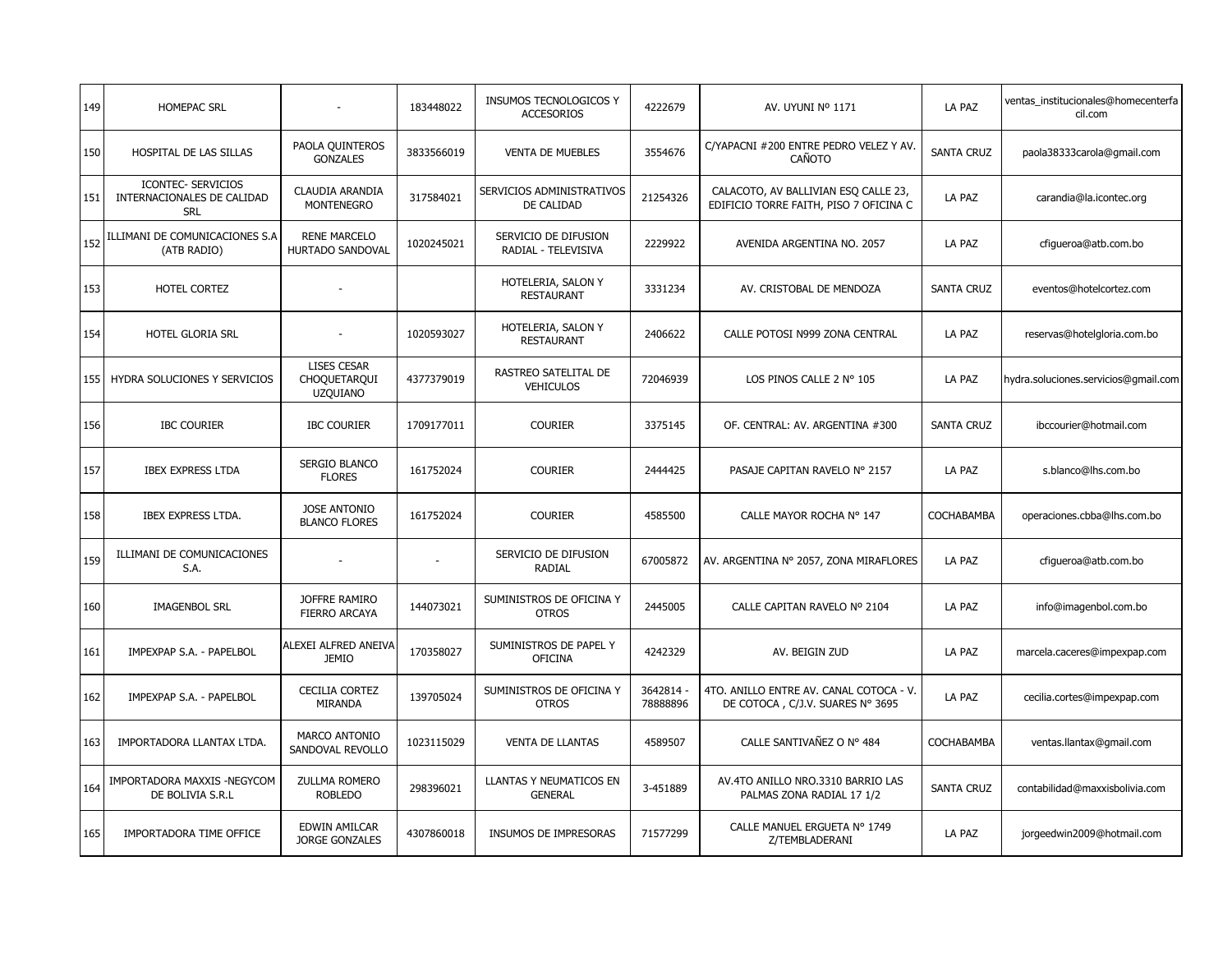| | | | | | | | | |
|---|---|---|---|---|---|---|---|---|
| 149 | HOMEPAC SRL | - | 183448022 | INSUMOS TECNOLOGICOS Y ACCESORIOS | 4222679 | AV. UYUNI Nº 1171 | LA PAZ | ventas_institucionales@homecenterfacil.com |
| 150 | HOSPITAL DE LAS SILLAS | PAOLA QUINTEROS GONZALES | 3833566019 | VENTA DE MUEBLES | 3554676 | C/YAPACNI #200 ENTRE PEDRO VELEZ Y AV. CAÑOTO | SANTA CRUZ | paola38333carola@gmail.com |
| 151 | ICONTEC- SERVICIOS INTERNACIONALES DE CALIDAD SRL | CLAUDIA ARANDIA MONTENEGRO | 317584021 | SERVICIOS ADMINISTRATIVOS DE CALIDAD | 21254326 | CALACOTO, AV BALLIVIAN ESQ CALLE 23, EDIFICIO TORRE FAITH, PISO 7 OFICINA C | LA PAZ | carandia@la.icontec.org |
| 152 | ILLIMANI DE COMUNICACIONES S.A (ATB RADIO) | RENE MARCELO HURTADO SANDOVAL | 1020245021 | SERVICIO DE DIFUSION RADIAL - TELEVISIVA | 2229922 | AVENIDA ARGENTINA NO. 2057 | LA PAZ | cfigueroa@atb.com.bo |
| 153 | HOTEL CORTEZ | - | | HOTELERIA, SALON Y RESTAURANT | 3331234 | AV. CRISTOBAL DE MENDOZA | SANTA CRUZ | eventos@hotelcortez.com |
| 154 | HOTEL GLORIA SRL | - | 1020593027 | HOTELERIA, SALON Y RESTAURANT | 2406622 | CALLE POTOSI N999 ZONA CENTRAL | LA PAZ | reservas@hotelgloria.com.bo |
| 155 | HYDRA SOLUCIONES Y SERVICIOS | LISES CESAR CHOQUETARQUI UZQUIANO | 4377379019 | RASTREO SATELITAL DE VEHICULOS | 72046939 | LOS PINOS CALLE 2 N° 105 | LA PAZ | hydra.soluciones.servicios@gmail.com |
| 156 | IBC COURIER | IBC COURIER | 1709177011 | COURIER | 3375145 | OF. CENTRAL: AV. ARGENTINA #300 | SANTA CRUZ | ibccourier@hotmail.com |
| 157 | IBEX EXPRESS LTDA | SERGIO BLANCO FLORES | 161752024 | COURIER | 2444425 | PASAJE CAPITAN RAVELO N° 2157 | LA PAZ | s.blanco@lhs.com.bo |
| 158 | IBEX EXPRESS LTDA. | JOSE ANTONIO BLANCO FLORES | 161752024 | COURIER | 4585500 | CALLE MAYOR ROCHA N° 147 | COCHABAMBA | operaciones.cbba@lhs.com.bo |
| 159 | ILLIMANI DE COMUNICACIONES S.A. | - | - | SERVICIO DE DIFUSION RADIAL | 67005872 | AV. ARGENTINA N° 2057, ZONA MIRAFLORES | LA PAZ | cfigueroa@atb.com.bo |
| 160 | IMAGENBOL SRL | JOFFRE RAMIRO FIERRO ARCAYA | 144073021 | SUMINISTROS DE OFICINA Y OTROS | 2445005 | CALLE CAPITAN RAVELO Nº 2104 | LA PAZ | info@imagenbol.com.bo |
| 161 | IMPEXPAP S.A. - PAPELBOL | ALEXEI ALFRED ANEIVA JEMIO | 170358027 | SUMINISTROS DE PAPEL Y OFICINA | 4242329 | AV. BEIGIN ZUD | LA PAZ | marcela.caceres@impexpap.com |
| 162 | IMPEXPAP S.A. - PAPELBOL | CECILIA CORTEZ MIRANDA | 139705024 | SUMINISTROS DE OFICINA Y OTROS | 3642814 - 78888896 | 4TO. ANILLO ENTRE AV. CANAL COTOCA - V. DE COTOCA , C/J.V. SUARES N° 3695 | LA PAZ | cecilia.cortes@impexpap.com |
| 163 | IMPORTADORA LLANTAX LTDA. | MARCO ANTONIO SANDOVAL REVOLLO | 1023115029 | VENTA DE LLANTAS | 4589507 | CALLE SANTIVAÑEZ O N° 484 | COCHABAMBA | ventas.llantax@gmail.com |
| 164 | IMPORTADORA MAXXIS -NEGYCOM DE BOLIVIA S.R.L | ZULLMA ROMERO ROBLEDO | 298396021 | LLANTAS Y NEUMATICOS EN GENERAL | 3-451889 | AV.4TO ANILLO NRO.3310 BARRIO LAS PALMAS ZONA RADIAL 17 1/2 | SANTA CRUZ | contabilidad@maxxisbolivia.com |
| 165 | IMPORTADORA TIME OFFICE | EDWIN AMILCAR JORGE GONZALES | 4307860018 | INSUMOS DE IMPRESORAS | 71577299 | CALLE MANUEL ERGUETA N° 1749 Z/TEMBLADERANI | LA PAZ | jorgeedwin2009@hotmail.com |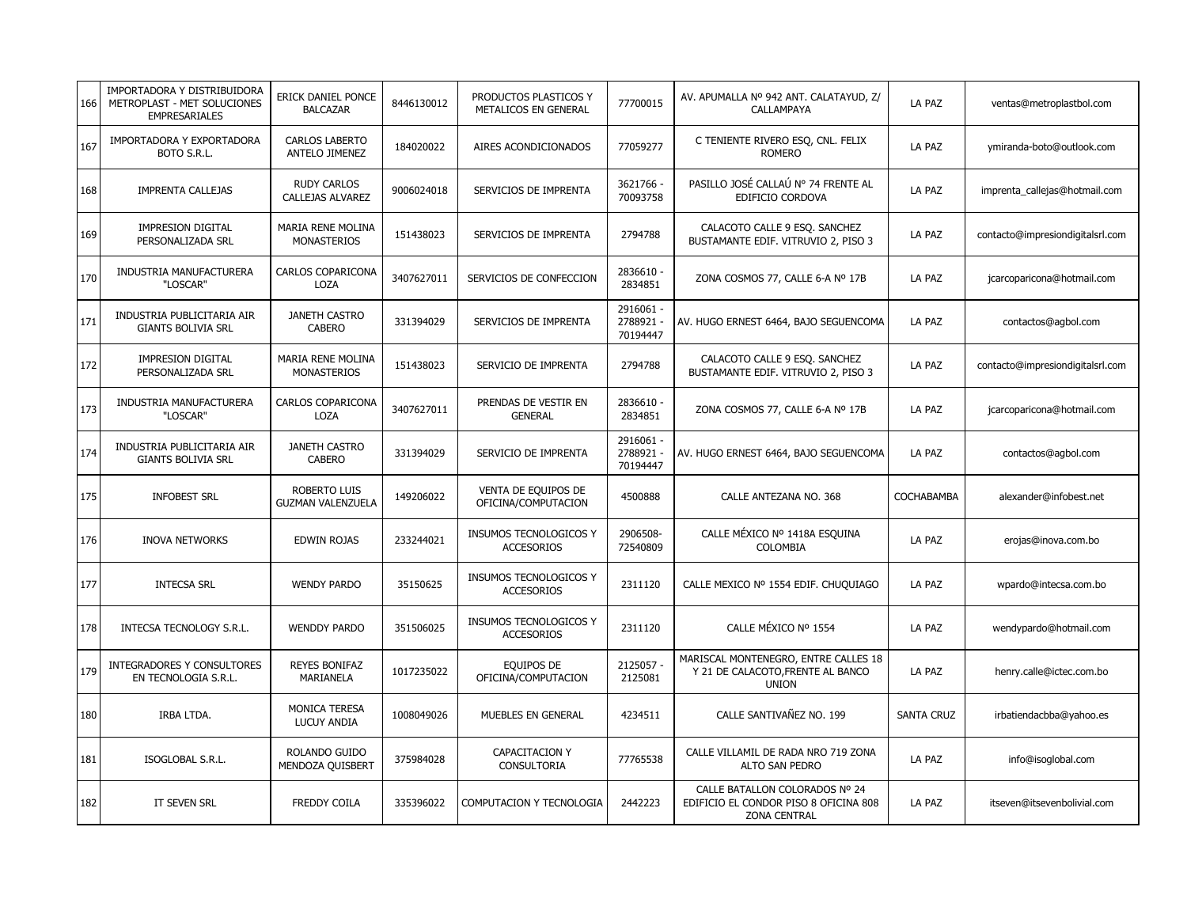| 166 | IMPORTADORA Y DISTRIBUIDORA METROPLAST - MET SOLUCIONES EMPRESARIALES | ERICK DANIEL PONCE BALCAZAR | 8446130012 | PRODUCTOS PLASTICOS Y METALICOS EN GENERAL | 77700015 | AV. APUMALLA Nº 942 ANT. CALATAYUD, Z/ CALLAMPAYA | LA PAZ | ventas@metroplastbol.com |
|---|---|---|---|---|---|---|---|---|
| 167 | IMPORTADORA Y EXPORTADORA BOTO S.R.L. | CARLOS LABERTO ANTELO JIMENEZ | 184020022 | AIRES ACONDICIONADOS | 77059277 | C TENIENTE RIVERO ESQ, CNL. FELIX ROMERO | LA PAZ | ymiranda-boto@outlook.com |
| 168 | IMPRENTA CALLEJAS | RUDY CARLOS CALLEJAS ALVAREZ | 9006024018 | SERVICIOS DE IMPRENTA | 3621766 - 70093758 | PASILLO JOSÉ CALLAÚ N° 74 FRENTE AL EDIFICIO CORDOVA | LA PAZ | imprenta_callejas@hotmail.com |
| 169 | IMPRESION DIGITAL PERSONALIZADA SRL | MARIA RENE MOLINA MONASTERIOS | 151438023 | SERVICIOS DE IMPRENTA | 2794788 | CALACOTO CALLE 9 ESQ. SANCHEZ BUSTAMANTE EDIF. VITRUVIO 2, PISO 3 | LA PAZ | contacto@impresiondigitalsrl.com |
| 170 | INDUSTRIA MANUFACTURERA "LOSCAR" | CARLOS COPARICONA LOZA | 3407627011 | SERVICIOS DE CONFECCION | 2836610 - 2834851 | ZONA COSMOS 77, CALLE 6-A Nº 17B | LA PAZ | jcarcoparicona@hotmail.com |
| 171 | INDUSTRIA PUBLICITARIA AIR GIANTS BOLIVIA SRL | JANETH CASTRO CABERO | 331394029 | SERVICIOS DE IMPRENTA | 2916061 - 2788921 - 70194447 | AV. HUGO ERNEST 6464, BAJO SEGUENCOMA | LA PAZ | contactos@agbol.com |
| 172 | IMPRESION DIGITAL PERSONALIZADA SRL | MARIA RENE MOLINA MONASTERIOS | 151438023 | SERVICIO DE IMPRENTA | 2794788 | CALACOTO CALLE 9 ESQ. SANCHEZ BUSTAMANTE EDIF. VITRUVIO 2, PISO 3 | LA PAZ | contacto@impresiondigitalsrl.com |
| 173 | INDUSTRIA MANUFACTURERA "LOSCAR" | CARLOS COPARICONA LOZA | 3407627011 | PRENDAS DE VESTIR EN GENERAL | 2836610 - 2834851 | ZONA COSMOS 77, CALLE 6-A Nº 17B | LA PAZ | jcarcoparicona@hotmail.com |
| 174 | INDUSTRIA PUBLICITARIA AIR GIANTS BOLIVIA SRL | JANETH CASTRO CABERO | 331394029 | SERVICIO DE IMPRENTA | 2916061 - 2788921 - 70194447 | AV. HUGO ERNEST 6464, BAJO SEGUENCOMA | LA PAZ | contactos@agbol.com |
| 175 | INFOBEST SRL | ROBERTO LUIS GUZMAN VALENZUELA | 149206022 | VENTA DE EQUIPOS DE OFICINA/COMPUTACION | 4500888 | CALLE ANTEZANA NO. 368 | COCHABAMBA | alexander@infobest.net |
| 176 | INOVA NETWORKS | EDWIN ROJAS | 233244021 | INSUMOS TECNOLOGICOS Y ACCESORIOS | 2906508-72540809 | CALLE MÉXICO Nº 1418A ESQUINA COLOMBIA | LA PAZ | erojas@inova.com.bo |
| 177 | INTECSA SRL | WENDY PARDO | 35150625 | INSUMOS TECNOLOGICOS Y ACCESORIOS | 2311120 | CALLE MEXICO Nº 1554 EDIF. CHUQUIAGO | LA PAZ | wpardo@intecsa.com.bo |
| 178 | INTECSA TECNOLOGY S.R.L. | WENDDY PARDO | 351506025 | INSUMOS TECNOLOGICOS Y ACCESORIOS | 2311120 | CALLE MÉXICO Nº 1554 | LA PAZ | wendypardo@hotmail.com |
| 179 | INTEGRADORES Y CONSULTORES EN TECNOLOGIA S.R.L. | REYES BONIFAZ MARIANELA | 1017235022 | EQUIPOS DE OFICINA/COMPUTACION | 2125057 - 2125081 | MARISCAL MONTENEGRO, ENTRE CALLES 18 Y 21 DE CALACOTO,FRENTE AL BANCO UNION | LA PAZ | henry.calle@ictec.com.bo |
| 180 | IRBA LTDA. | MONICA TERESA LUCUY ANDIA | 1008049026 | MUEBLES EN GENERAL | 4234511 | CALLE SANTIVAÑEZ NO. 199 | SANTA CRUZ | irbatiendacbba@yahoo.es |
| 181 | ISOGLOBAL S.R.L. | ROLANDO GUIDO MENDOZA QUISBERT | 375984028 | CAPACITACION Y CONSULTORIA | 77765538 | CALLE VILLAMIL DE RADA NRO 719 ZONA ALTO SAN PEDRO | LA PAZ | info@isoglobal.com |
| 182 | IT SEVEN SRL | FREDDY COILA | 335396022 | COMPUTACION Y TECNOLOGIA | 2442223 | CALLE BATALLON COLORADOS Nº 24 EDIFICIO EL CONDOR PISO 8 OFICINA 808 ZONA CENTRAL | LA PAZ | itseven@itsevenbolivial.com |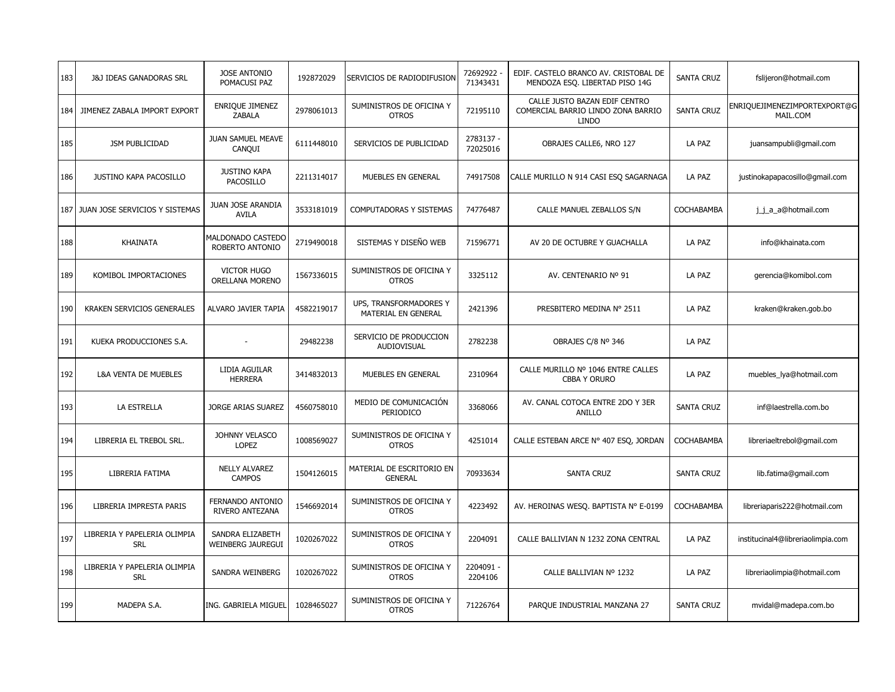| 183 | J&J IDEAS GANADORAS SRL | JOSE ANTONIO POMACUSI PAZ | 192872029 | SERVICIOS DE RADIODIFUSION | 72692922 - 71343431 | EDIF. CASTELO BRANCO AV. CRISTOBAL DE MENDOZA ESQ. LIBERTAD PISO 14G | SANTA CRUZ | fslijeron@hotmail.com |
|---|---|---|---|---|---|---|---|---|
| 184 | JIMENEZ ZABALA IMPORT EXPORT | ENRIQUE JIMENEZ ZABALA | 2978061013 | SUMINISTROS DE OFICINA Y OTROS | 72195110 | CALLE JUSTO BAZAN EDIF CENTRO COMERCIAL BARRIO LINDO ZONA BARRIO LINDO | SANTA CRUZ | ENRIQUEJIMENEZIMPORTEXPORT@GMAIL.COM |
| 185 | JSM PUBLICIDAD | JUAN SAMUEL MEAVE CANQUI | 6111448010 | SERVICIOS DE PUBLICIDAD | 2783137 - 72025016 | OBRAJES CALLE6, NRO 127 | LA PAZ | juansampubli@gmail.com |
| 186 | JUSTINO KAPA PACOSILLO | JUSTINO KAPA PACOSILLO | 2211314017 | MUEBLES EN GENERAL | 74917508 | CALLE MURILLO N 914 CASI ESQ SAGARNAGA | LA PAZ | justinokapapacosillo@gmail.com |
| 187 | JUAN JOSE SERVICIOS Y SISTEMAS | JUAN JOSE ARANDIA AVILA | 3533181019 | COMPUTADORAS Y SISTEMAS | 74776487 | CALLE MANUEL ZEBALLOS S/N | COCHABAMBA | j_j_a_a@hotmail.com |
| 188 | KHAINATA | MALDONADO CASTEDO ROBERTO ANTONIO | 2719490018 | SISTEMAS Y DISEÑO WEB | 71596771 | AV 20 DE OCTUBRE Y GUACHALLA | LA PAZ | info@khainata.com |
| 189 | KOMIBOL IMPORTACIONES | VICTOR HUGO ORELLANA MORENO | 1567336015 | SUMINISTROS DE OFICINA Y OTROS | 3325112 | AV. CENTENARIO Nº 91 | LA PAZ | gerencia@komibol.com |
| 190 | KRAKEN SERVICIOS GENERALES | ALVARO JAVIER TAPIA | 4582219017 | UPS, TRANSFORMADORES Y MATERIAL EN GENERAL | 2421396 | PRESBITERO MEDINA N° 2511 | LA PAZ | kraken@kraken.gob.bo |
| 191 | KUEKA PRODUCCIONES S.A. | - | 29482238 | SERVICIO DE PRODUCCION AUDIOVISUAL | 2782238 | OBRAJES C/8 Nº 346 | LA PAZ | |
| 192 | L&A VENTA DE MUEBLES | LIDIA AGUILAR HERRERA | 3414832013 | MUEBLES EN GENERAL | 2310964 | CALLE MURILLO Nº 1046 ENTRE CALLES CBBA Y ORURO | LA PAZ | muebles_lya@hotmail.com |
| 193 | LA ESTRELLA | JORGE ARIAS SUAREZ | 4560758010 | MEDIO DE COMUNICACIÓN PERIODICO | 3368066 | AV. CANAL COTOCA ENTRE 2DO Y 3ER ANILLO | SANTA CRUZ | inf@laestrella.com.bo |
| 194 | LIBRERIA EL TREBOL SRL. | JOHNNY VELASCO LOPEZ | 1008569027 | SUMINISTROS DE OFICINA Y OTROS | 4251014 | CALLE ESTEBAN ARCE N° 407 ESQ, JORDAN | COCHABAMBA | libreriaeltrebol@gmail.com |
| 195 | LIBRERIA FATIMA | NELLY ALVAREZ CAMPOS | 1504126015 | MATERIAL DE ESCRITORIO EN GENERAL | 70933634 | SANTA CRUZ | SANTA CRUZ | lib.fatima@gmail.com |
| 196 | LIBRERIA IMPRESTA PARIS | FERNANDO ANTONIO RIVERO ANTEZANA | 1546692014 | SUMINISTROS DE OFICINA Y OTROS | 4223492 | AV. HEROINAS WESQ. BAPTISTA N° E-0199 | COCHABAMBA | libreriaparis222@hotmail.com |
| 197 | LIBRERIA Y PAPELERIA OLIMPIA SRL | SANDRA ELIZABETH WEINBERG JAUREGUI | 1020267022 | SUMINISTROS DE OFICINA Y OTROS | 2204091 | CALLE BALLIVIAN N 1232 ZONA CENTRAL | LA PAZ | institucinal4@libreriaolimpia.com |
| 198 | LIBRERIA Y PAPELERIA OLIMPIA SRL | SANDRA WEINBERG | 1020267022 | SUMINISTROS DE OFICINA Y OTROS | 2204091 - 2204106 | CALLE BALLIVIAN Nº 1232 | LA PAZ | libreriaolimpia@hotmail.com |
| 199 | MADEPA S.A. | ING. GABRIELA MIGUEL | 1028465027 | SUMINISTROS DE OFICINA Y OTROS | 71226764 | PARQUE INDUSTRIAL MANZANA 27 | SANTA CRUZ | mvidal@madepa.com.bo |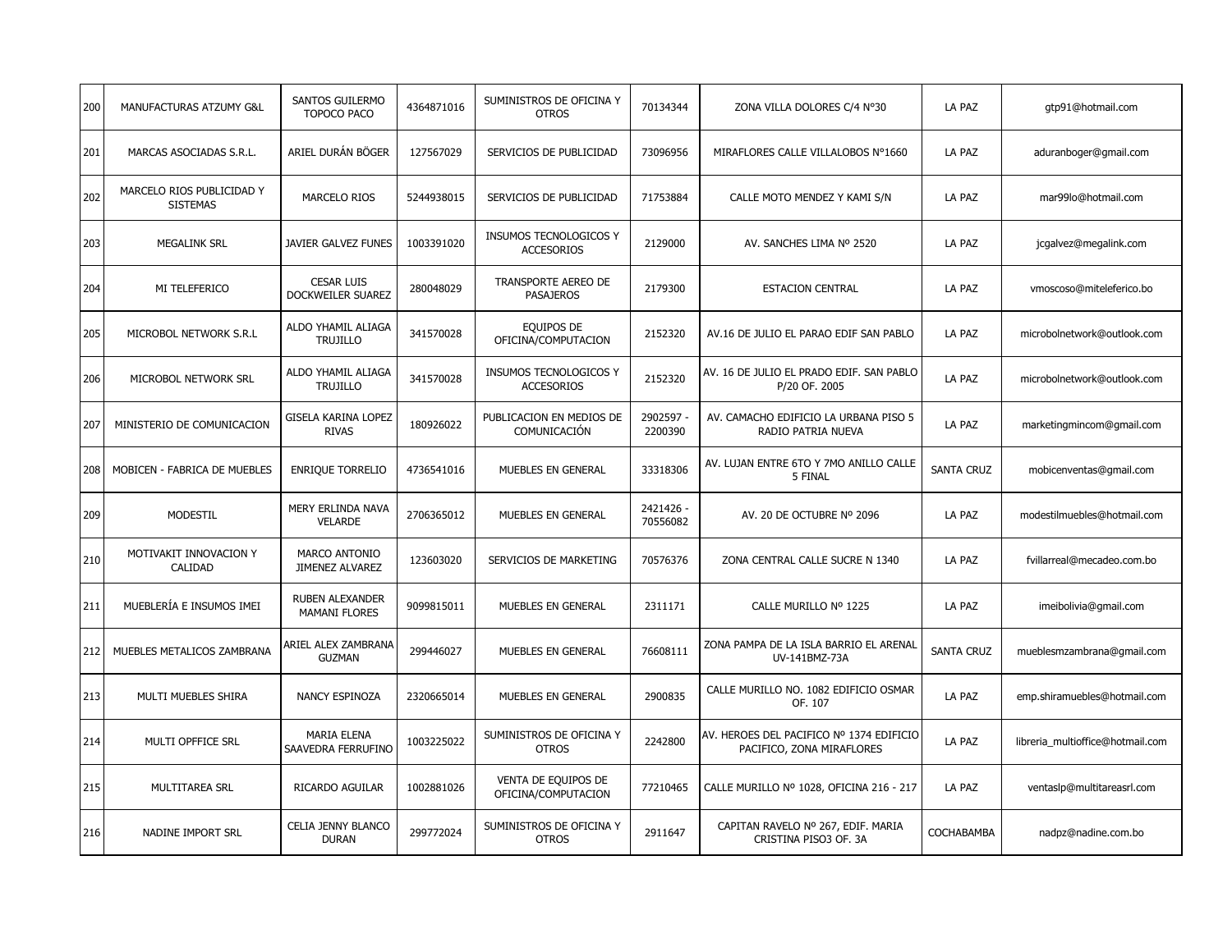| 200 | MANUFACTURAS ATZUMY G&L | SANTOS GUILERMO TOPOCO PACO | 4364871016 | SUMINISTROS DE OFICINA Y OTROS | 70134344 | ZONA VILLA DOLORES C/4 N°30 | LA PAZ | gtp91@hotmail.com |
|---|---|---|---|---|---|---|---|---|
| 201 | MARCAS ASOCIADAS S.R.L. | ARIEL DURÁN BÖGER | 127567029 | SERVICIOS DE PUBLICIDAD | 73096956 | MIRAFLORES CALLE VILLALOBOS N°1660 | LA PAZ | aduranboger@gmail.com |
| 202 | MARCELO RIOS PUBLICIDAD Y SISTEMAS | MARCELO RIOS | 5244938015 | SERVICIOS DE PUBLICIDAD | 71753884 | CALLE MOTO MENDEZ Y KAMI S/N | LA PAZ | mar99lo@hotmail.com |
| 203 | MEGALINK SRL | JAVIER GALVEZ FUNES | 1003391020 | INSUMOS TECNOLOGICOS Y ACCESORIOS | 2129000 | AV. SANCHES LIMA Nº 2520 | LA PAZ | jcgalvez@megalink.com |
| 204 | MI TELEFERICO | CESAR LUIS DOCKWEILER SUAREZ | 280048029 | TRANSPORTE AEREO DE PASAJEROS | 2179300 | ESTACION CENTRAL | LA PAZ | vmoscoso@miteleferico.bo |
| 205 | MICROBOL NETWORK S.R.L | ALDO YHAMIL ALIAGA TRUJILLO | 341570028 | EQUIPOS DE OFICINA/COMPUTACION | 2152320 | AV.16 DE JULIO EL PARAO EDIF SAN PABLO | LA PAZ | microbolnetwork@outlook.com |
| 206 | MICROBOL NETWORK SRL | ALDO YHAMIL ALIAGA TRUJILLO | 341570028 | INSUMOS TECNOLOGICOS Y ACCESORIOS | 2152320 | AV. 16 DE JULIO EL PRADO EDIF. SAN PABLO P/20 OF. 2005 | LA PAZ | microbolnetwork@outlook.com |
| 207 | MINISTERIO DE COMUNICACION | GISELA KARINA LOPEZ RIVAS | 180926022 | PUBLICACION EN MEDIOS DE COMUNICACIÓN | 2902597 - 2200390 | AV. CAMACHO EDIFICIO LA URBANA PISO 5 RADIO PATRIA NUEVA | LA PAZ | marketingmincom@gmail.com |
| 208 | MOBICEN - FABRICA DE MUEBLES | ENRIQUE TORRELIO | 4736541016 | MUEBLES EN GENERAL | 33318306 | AV. LUJAN ENTRE 6TO Y 7MO ANILLO CALLE 5 FINAL | SANTA CRUZ | mobicenventas@gmail.com |
| 209 | MODESTIL | MERY ERLINDA NAVA VELARDE | 2706365012 | MUEBLES EN GENERAL | 2421426 - 70556082 | AV. 20 DE OCTUBRE Nº 2096 | LA PAZ | modestilmuebles@hotmail.com |
| 210 | MOTIVAKIT INNOVACION Y CALIDAD | MARCO ANTONIO JIMENEZ ALVAREZ | 123603020 | SERVICIOS DE MARKETING | 70576376 | ZONA CENTRAL CALLE SUCRE N 1340 | LA PAZ | fvillarreal@mecadeo.com.bo |
| 211 | MUEBLERÍA E INSUMOS IMEI | RUBEN ALEXANDER MAMANI FLORES | 9099815011 | MUEBLES EN GENERAL | 2311171 | CALLE MURILLO Nº 1225 | LA PAZ | imeibolivia@gmail.com |
| 212 | MUEBLES METALICOS ZAMBRANA | ARIEL ALEX ZAMBRANA GUZMAN | 299446027 | MUEBLES EN GENERAL | 76608111 | ZONA PAMPA DE LA ISLA BARRIO EL ARENAL UV-141BMZ-73A | SANTA CRUZ | mueblesmzambrana@gmail.com |
| 213 | MULTI MUEBLES SHIRA | NANCY ESPINOZA | 2320665014 | MUEBLES EN GENERAL | 2900835 | CALLE MURILLO NO. 1082 EDIFICIO OSMAR OF. 107 | LA PAZ | emp.shiramuebles@hotmail.com |
| 214 | MULTI OPFFICE SRL | MARIA ELENA SAAVEDRA FERRUFINO | 1003225022 | SUMINISTROS DE OFICINA Y OTROS | 2242800 | AV. HEROES DEL PACIFICO Nº 1374 EDIFICIO PACIFICO, ZONA MIRAFLORES | LA PAZ | libreria_multioffice@hotmail.com |
| 215 | MULTITAREA SRL | RICARDO AGUILAR | 1002881026 | VENTA DE EQUIPOS DE OFICINA/COMPUTACION | 77210465 | CALLE MURILLO Nº 1028, OFICINA 216 - 217 | LA PAZ | ventaslp@multitareasrl.com |
| 216 | NADINE IMPORT SRL | CELIA JENNY BLANCO DURAN | 299772024 | SUMINISTROS DE OFICINA Y OTROS | 2911647 | CAPITAN RAVELO Nº 267, EDIF. MARIA CRISTINA PISO3 OF. 3A | COCHABAMBA | nadpz@nadine.com.bo |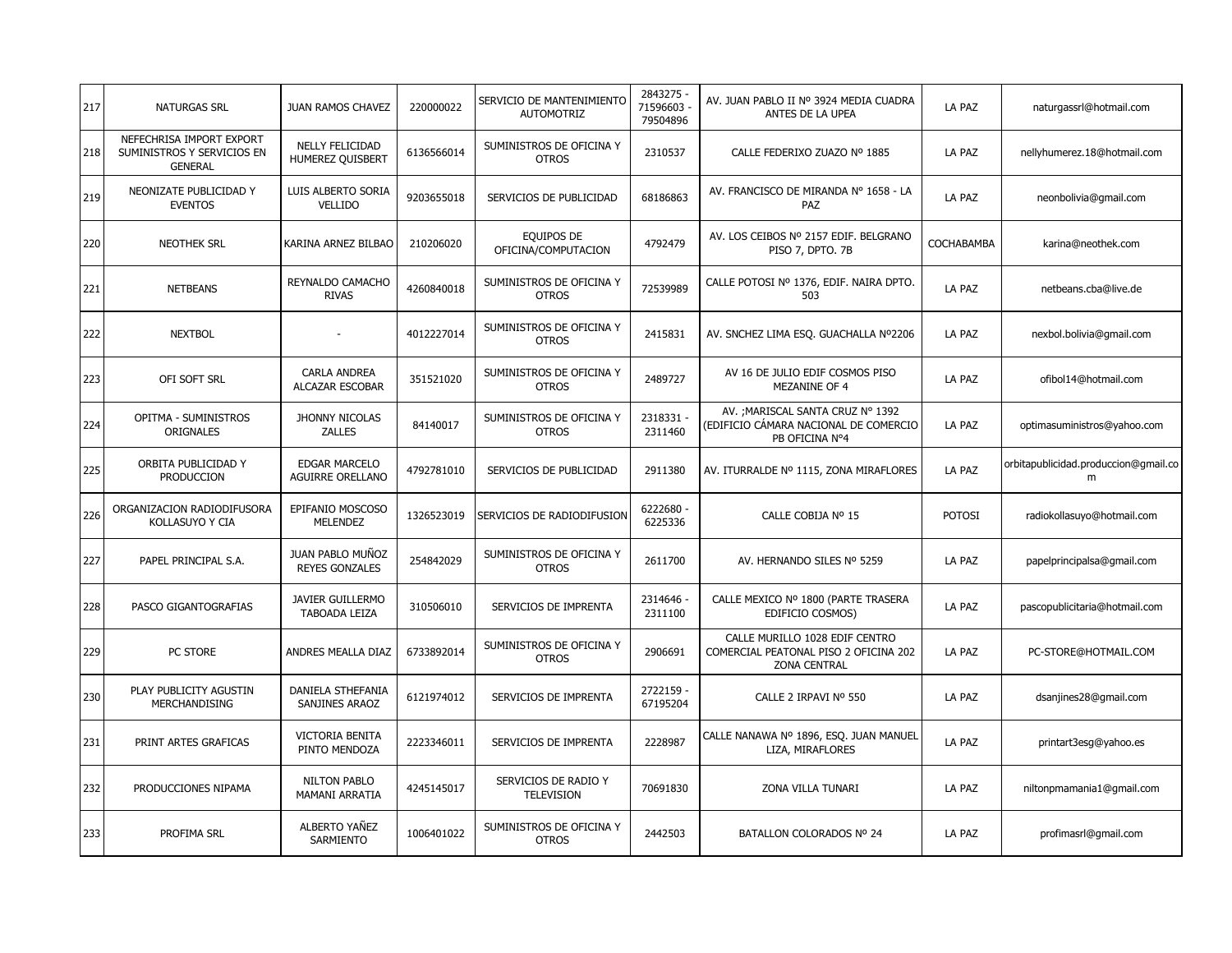| 217 | NATURGAS SRL | JUAN RAMOS CHAVEZ | 220000022 | SERVICIO DE MANTENIMIENTO AUTOMOTRIZ | 2843275 - 71596603 - 79504896 | AV. JUAN PABLO II Nº 3924 MEDIA CUADRA ANTES DE LA UPEA | LA PAZ | naturgassrl@hotmail.com |
|---|---|---|---|---|---|---|---|---|
| 218 | NEFECHRISA IMPORT EXPORT SUMINISTROS Y SERVICIOS EN GENERAL | NELLY FELICIDAD HUMEREZ QUISBERT | 6136566014 | SUMINISTROS DE OFICINA Y OTROS | 2310537 | CALLE FEDERIXO ZUAZO Nº 1885 | LA PAZ | nellyhumerez.18@hotmail.com |
| 219 | NEONIZATE PUBLICIDAD Y EVENTOS | LUIS ALBERTO SORIA VELLIDO | 9203655018 | SERVICIOS DE PUBLICIDAD | 68186863 | AV. FRANCISCO DE MIRANDA Nº 1658 - LA PAZ | LA PAZ | neonbolivia@gmail.com |
| 220 | NEOTHEK SRL | KARINA ARNEZ BILBAO | 210206020 | EQUIPOS DE OFICINA/COMPUTACION | 4792479 | AV. LOS CEIBOS Nº 2157 EDIF. BELGRANO PISO 7, DPTO. 7B | COCHABAMBA | karina@neothek.com |
| 221 | NETBEANS | REYNALDO CAMACHO RIVAS | 4260840018 | SUMINISTROS DE OFICINA Y OTROS | 72539989 | CALLE POTOSI Nº 1376, EDIF. NAIRA DPTO. 503 | LA PAZ | netbeans.cba@live.de |
| 222 | NEXTBOL | - | 4012227014 | SUMINISTROS DE OFICINA Y OTROS | 2415831 | AV. SNCHEZ LIMA ESQ. GUACHALLA Nº2206 | LA PAZ | nexbol.bolivia@gmail.com |
| 223 | OFI SOFT SRL | CARLA ANDREA ALCAZAR ESCOBAR | 351521020 | SUMINISTROS DE OFICINA Y OTROS | 2489727 | AV 16 DE JULIO EDIF COSMOS PISO MEZANINE OF 4 | LA PAZ | ofibol14@hotmail.com |
| 224 | OPITMA - SUMINISTROS ORIGNALES | JHONNY NICOLAS ZALLES | 84140017 | SUMINISTROS DE OFICINA Y OTROS | 2318331 - 2311460 | AV. ;MARISCAL SANTA CRUZ Nº 1392 (EDIFICIO CÁMARA NACIONAL DE COMERCIO PB OFICINA Nº4 | LA PAZ | optimasuministros@yahoo.com |
| 225 | ORBITA PUBLICIDAD Y PRODUCCION | EDGAR MARCELO AGUIRRE ORELLANO | 4792781010 | SERVICIOS DE PUBLICIDAD | 2911380 | AV. ITURRALDE Nº 1115, ZONA MIRAFLORES | LA PAZ | orbitapublicidad.produccion@gmail.com |
| 226 | ORGANIZACION RADIODIFUSORA KOLLASUYO Y CIA | EPIFANIO MOSCOSO MELENDEZ | 1326523019 | SERVICIOS DE RADIODIFUSION | 6222680 - 6225336 | CALLE COBIJA Nº 15 | POTOSI | radiokollasuyo@hotmail.com |
| 227 | PAPEL PRINCIPAL S.A. | JUAN PABLO MUÑOZ REYES GONZALES | 254842029 | SUMINISTROS DE OFICINA Y OTROS | 2611700 | AV. HERNANDO SILES Nº 5259 | LA PAZ | papelprincipalsa@gmail.com |
| 228 | PASCO GIGANTOGRAFIAS | JAVIER GUILLERMO TABOADA LEIZA | 310506010 | SERVICIOS DE IMPRENTA | 2314646 - 2311100 | CALLE MEXICO Nº 1800 (PARTE TRASERA EDIFICIO COSMOS) | LA PAZ | pascopublicitaria@hotmail.com |
| 229 | PC STORE | ANDRES MEALLA DIAZ | 6733892014 | SUMINISTROS DE OFICINA Y OTROS | 2906691 | CALLE MURILLO 1028 EDIF CENTRO COMERCIAL PEATONAL PISO 2 OFICINA 202 ZONA CENTRAL | LA PAZ | PC-STORE@HOTMAIL.COM |
| 230 | PLAY PUBLICITY AGUSTIN MERCHANDISING | DANIELA STHEFANIA SANJINES ARAOZ | 6121974012 | SERVICIOS DE IMPRENTA | 2722159 - 67195204 | CALLE 2 IRPAVI Nº 550 | LA PAZ | dsanjines28@gmail.com |
| 231 | PRINT ARTES GRAFICAS | VICTORIA BENITA PINTO MENDOZA | 2223346011 | SERVICIOS DE IMPRENTA | 2228987 | CALLE NANAWA Nº 1896, ESQ. JUAN MANUEL LIZA, MIRAFLORES | LA PAZ | printart3esg@yahoo.es |
| 232 | PRODUCCIONES NIPAMA | NILTON PABLO MAMANI ARRATIA | 4245145017 | SERVICIOS DE RADIO Y TELEVISION | 70691830 | ZONA VILLA TUNARI | LA PAZ | niltonpmamania1@gmail.com |
| 233 | PROFIMA SRL | ALBERTO YAÑEZ SARMIENTO | 1006401022 | SUMINISTROS DE OFICINA Y OTROS | 2442503 | BATALLON COLORADOS Nº 24 | LA PAZ | profimasrl@gmail.com |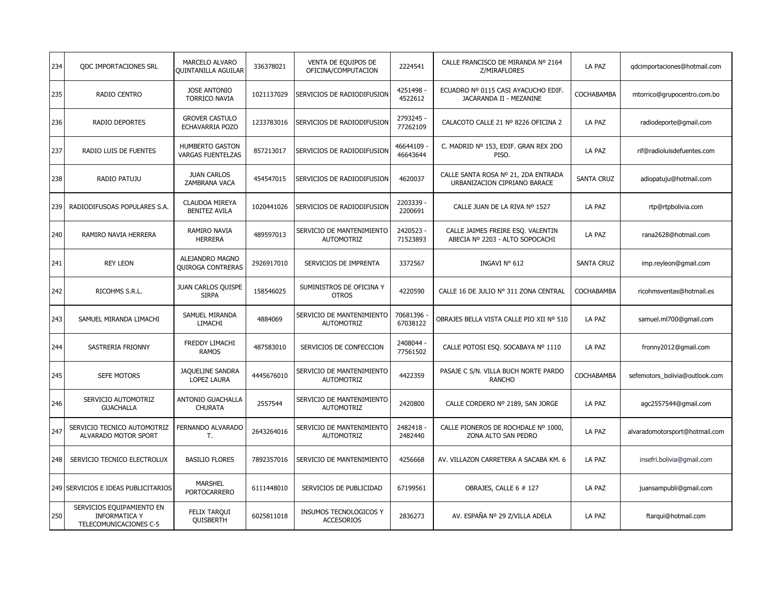| 234 | QDC IMPORTACIONES SRL | MARCELO ALVARO QUINTANILLA AGUILAR | 336378021 | VENTA DE EQUIPOS DE OFICINA/COMPUTACION | 2224541 | CALLE FRANCISCO DE MIRANDA Nº 2164 Z/MIRAFLORES | LA PAZ | qdcimportaciones@hotmail.com |
|---|---|---|---|---|---|---|---|---|
| 235 | RADIO CENTRO | JOSE ANTONIO TORRICO NAVIA | 1021137029 | SERVICIOS DE RADIODIFUSION | 4251498 - 4522612 | ECUADRO Nº 0115 CASI AYACUCHO EDIF. JACARANDA II - MEZANINE | COCHABAMBA | mtorrico@grupocentro.com.bo |
| 236 | RADIO DEPORTES | GROVER CASTULO ECHAVARRIA POZO | 1233783016 | SERVICIOS DE RADIODIFUSION | 2793245 - 77262109 | CALACOTO CALLE 21 Nº 8226 OFICINA 2 | LA PAZ | radiodeporte@gmail.com |
| 237 | RADIO LUIS DE FUENTES | HUMBERTO GASTON VARGAS FUENTELZAS | 857213017 | SERVICIOS DE RADIODIFUSION | 46644109 - 46643644 | C. MADRID Nº 153, EDIF. GRAN REX 2DO PISO. | LA PAZ | rif@radioluisdefuentes.com |
| 238 | RADIO PATUJU | JUAN CARLOS ZAMBRANA VACA | 454547015 | SERVICIOS DE RADIODIFUSION | 4620037 | CALLE SANTA ROSA Nº 21, 2DA ENTRADA URBANIZACION CIPRIANO BARACE | SANTA CRUZ | adiopatuju@hotmail.com |
| 239 | RADIODIFUSOAS POPULARES S.A. | CLAUDOA MIREYA BENITEZ AVILA | 1020441026 | SERVICIOS DE RADIODIFUSION | 2203339 - 2200691 | CALLE JUAN DE LA RIVA Nº 1527 | LA PAZ | rtp@rtpbolivia.com |
| 240 | RAMIRO NAVIA HERRERA | RAMIRO NAVIA HERRERA | 489597013 | SERVICIO DE MANTENIMIENTO AUTOMOTRIZ | 2420523 - 71523893 | CALLE JAIMES FREIRE ESQ. VALENTIN ABECIA Nº 2203 - ALTO SOPOCACHI | LA PAZ | rana2628@hotmail.com |
| 241 | REY LEON | ALEJANDRO MAGNO QUIROGA CONTRERAS | 2926917010 | SERVICIOS DE IMPRENTA | 3372567 | INGAVI N° 612 | SANTA CRUZ | imp.reyleon@gmail.com |
| 242 | RICOHMS S.R.L. | JUAN CARLOS QUISPE SIRPA | 158546025 | SUMINISTROS DE OFICINA Y OTROS | 4220590 | CALLE 16 DE JULIO N° 311 ZONA CENTRAL | COCHABAMBA | ricohmsventas@hotmail.es |
| 243 | SAMUEL MIRANDA LIMACHI | SAMUEL MIRANDA LIMACHI | 4884069 | SERVICIO DE MANTENIMIENTO AUTOMOTRIZ | 70681396 - 67038122 | OBRAJES BELLA VISTA CALLE PIO XII Nº 510 | LA PAZ | samuel.ml700@gmail.com |
| 244 | SASTRERIA FRIONNY | FREDDY LIMACHI RAMOS | 487583010 | SERVICIOS DE CONFECCION | 2408044 - 77561502 | CALLE POTOSI ESQ. SOCABAYA Nº 1110 | LA PAZ | fronny2012@gmail.com |
| 245 | SEFE MOTORS | JAQUELINE SANDRA LOPEZ LAURA | 4445676010 | SERVICIO DE MANTENIMIENTO AUTOMOTRIZ | 4422359 | PASAJE C S/N. VILLA BUCH NORTE PARDO RANCHO | COCHABAMBA | sefemotors_bolivia@outlook.com |
| 246 | SERVICIO AUTOMOTRIZ GUACHALLA | ANTONIO GUACHALLA CHURATA | 2557544 | SERVICIO DE MANTENIMIENTO AUTOMOTRIZ | 2420800 | CALLE CORDERO Nº 2189, SAN JORGE | LA PAZ | agc2557544@gmail.com |
| 247 | SERVICIO TECNICO AUTOMOTRIZ ALVARADO MOTOR SPORT | FERNANDO ALVARADO T. | 2643264016 | SERVICIO DE MANTENIMIENTO AUTOMOTRIZ | 2482418 - 2482440 | CALLE PIONEROS DE ROCHDALE Nº 1000, ZONA ALTO SAN PEDRO | LA PAZ | alvaradomotorsport@hotmail.com |
| 248 | SERVICIO TECNICO ELECTROLUX | BASILIO FLORES | 7892357016 | SERVICIO DE MANTENIMIENTO | 4256668 | AV. VILLAZON CARRETERA A SACABA KM. 6 | LA PAZ | insefri.bolivia@gmail.com |
| 249 | SERVICIOS E IDEAS PUBLICITARIOS | MARSHEL PORTOCARRERO | 6111448010 | SERVICIOS DE PUBLICIDAD | 67199561 | OBRAJES, CALLE 6 # 127 | LA PAZ | juansampubli@gmail.com |
| 250 | SERVICIOS EQUIPAMIENTO EN INFORMATICA Y TELECOMUNICACIONES C-5 | FELIX TARQUI QUISBERTH | 6025811018 | INSUMOS TECNOLOGICOS Y ACCESORIOS | 2836273 | AV. ESPAÑA Nº 29 Z/VILLA ADELA | LA PAZ | ftarqui@hotmail.com |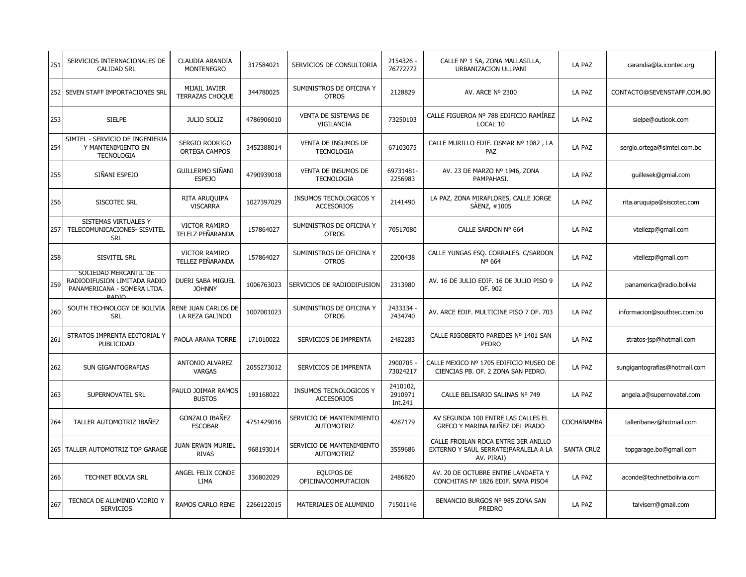| 251 | SERVICIOS INTERNACIONALES DE CALIDAD SRL | CLAUDIA ARANDIA MONTENEGRO | 317584021 | SERVICIOS DE CONSULTORIA | 2154326 - 76772772 | CALLE Nº 1 5A, ZONA MALLASILLA, URBANIZACION ULLPANI | LA PAZ | carandia@la.icontec.org |
|---|---|---|---|---|---|---|---|---|
| 252 | SEVEN STAFF IMPORTACIONES SRL | MIJAIL JAVIER TERRAZAS CHOQUE | 344780025 | SUMINISTROS DE OFICINA Y OTROS | 2128829 | AV. ARCE Nº 2300 | LA PAZ | CONTACTO@SEVENSTAFF.COM.BO |
| 253 | SIELPE | JULIO SOLIZ | 4786906010 | VENTA DE SISTEMAS DE VIGILANCIA | 73250103 | CALLE FIGUEROA Nº 788 EDIFICIO RAMÍREZ LOCAL 10 | LA PAZ | sielpe@outlook.com |
| 254 | SIMTEL - SERVICIO DE INGENIERIA Y MANTENIMIENTO EN TECNOLOGIA | SERGIO RODRIGO ORTEGA CAMPOS | 3452388014 | VENTA DE INSUMOS DE TECNOLOGIA | 67103075 | CALLE MURILLO EDIF. OSMAR Nº 1082 , LA PAZ | LA PAZ | sergio.ortega@simtel.com.bo |
| 255 | SIÑANI ESPEJO | GUILLERMO SIÑANI ESPEJO | 4790939018 | VENTA DE INSUMOS DE TECNOLOGIA | 69731481-2256983 | AV. 23 DE MARZO Nº 1946, ZONA PAMPAHASI. | LA PAZ | guillesek@gmial.com |
| 256 | SISCOTEC SRL | RITA ARUQUIPA VISCARRA | 1027397029 | INSUMOS TECNOLOGICOS Y ACCESORIOS | 2141490 | LA PAZ, ZONA MIRAFLORES, CALLE JORGE SÁENZ, #1005 | LA PAZ | rita.aruquipa@siscotec.com |
| 257 | SISTEMAS VIRTUALES Y TELECOMUNICACIONES- SISVITEL SRL | VICTOR RAMIRO TELELZ PEÑARANDA | 157864027 | SUMINISTROS DE OFICINA Y OTROS | 70517080 | CALLE SARDON N° 664 | LA PAZ | vtellezp@gmail.com |
| 258 | SISVITEL SRL | VICTOR RAMIRO TELLEZ PEÑARANDA | 157864027 | SUMINISTROS DE OFICINA Y OTROS | 2200438 | CALLE YUNGAS ESQ. CORRALES. C/SARDON Nº 664 | LA PAZ | vtellezp@gmail.com |
| 259 | SOCIEDAD MERCANTIL DE RADIODIFUSION LIMITADA RADIO PANAMERICANA - SOMERA LTDA. RADIO | DUERI SABA MIGUEL JOHNNY | 1006763023 | SERVICIOS DE RADIODIFUSION | 2313980 | AV. 16 DE JULIO EDIF. 16 DE JULIO PISO 9 OF. 902 | LA PAZ | panamerica@radio.bolivia |
| 260 | SOUTH TECHNOLOGY DE BOLIVIA SRL | RENE JUAN CARLOS DE LA REZA GALINDO | 1007001023 | SUMINISTROS DE OFICINA Y OTROS | 2433334 - 2434740 | AV. ARCE EDIF. MULTICINE PISO 7 OF. 703 | LA PAZ | informacion@southtec.com.bo |
| 261 | STRATOS IMPRENTA EDITORIAL Y PUBLICIDAD | PAOLA ARANA TORRE | 171010022 | SERVICIOS DE IMPRENTA | 2482283 | CALLE RIGOBERTO PAREDES Nº 1401 SAN PEDRO | LA PAZ | stratos-jsp@hotmail.com |
| 262 | SUN GIGANTOGRAFIAS | ANTONIO ALVAREZ VARGAS | 2055273012 | SERVICIOS DE IMPRENTA | 2900705 - 73024217 | CALLE MEXICO Nº 1705 EDIFICIO MUSEO DE CIENCIAS PB. OF. 2 ZONA SAN PEDRO. | LA PAZ | sungigantografias@hotmail.com |
| 263 | SUPERNOVATEL SRL | PAULO JOIMAR RAMOS BUSTOS | 193168022 | INSUMOS TECNOLOGICOS Y ACCESORIOS | 2410102, 2910971 Int.241 | CALLE BELISARIO SALINAS Nº 749 | LA PAZ | angela.a@supernovatel.com |
| 264 | TALLER AUTOMOTRIZ IBAÑEZ | GONZALO IBAÑEZ ESCOBAR | 4751429016 | SERVICIO DE MANTENIMIENTO AUTOMOTRIZ | 4287179 | AV SEGUNDA 100 ENTRE LAS CALLES EL GRECO Y MARINA NUÑEZ DEL PRADO | COCHABAMBA | talleribanez@hotmail.com |
| 265 | TALLER AUTOMOTRIZ TOP GARAGE | JUAN ERWIN MURIEL RIVAS | 968193014 | SERVICIO DE MANTENIMIENTO AUTOMOTRIZ | 3559686 | CALLE FROILAN ROCA ENTRE 3ER ANILLO EXTERNO Y SAUL SERRATE(PARALELA A LA AV. PIRAI) | SANTA CRUZ | topgarage.bo@gmail.com |
| 266 | TECHNET BOLVIA SRL | ANGEL FELIX CONDE LIMA | 336802029 | EQUIPOS DE OFICINA/COMPUTACION | 2486820 | AV. 20 DE OCTUBRE ENTRE LANDAETA Y CONCHITAS Nº 1826 EDIF. SAMA PISO4 | LA PAZ | aconde@technetbolivia.com |
| 267 | TECNICA DE ALUMINIO VIDRIO Y SERVICIOS | RAMOS CARLO RENE | 2266122015 | MATERIALES DE ALUMINIO | 71501146 | BENANCIO BURGOS Nº 985 ZONA SAN PREDRO | LA PAZ | talviserr@gmail.com |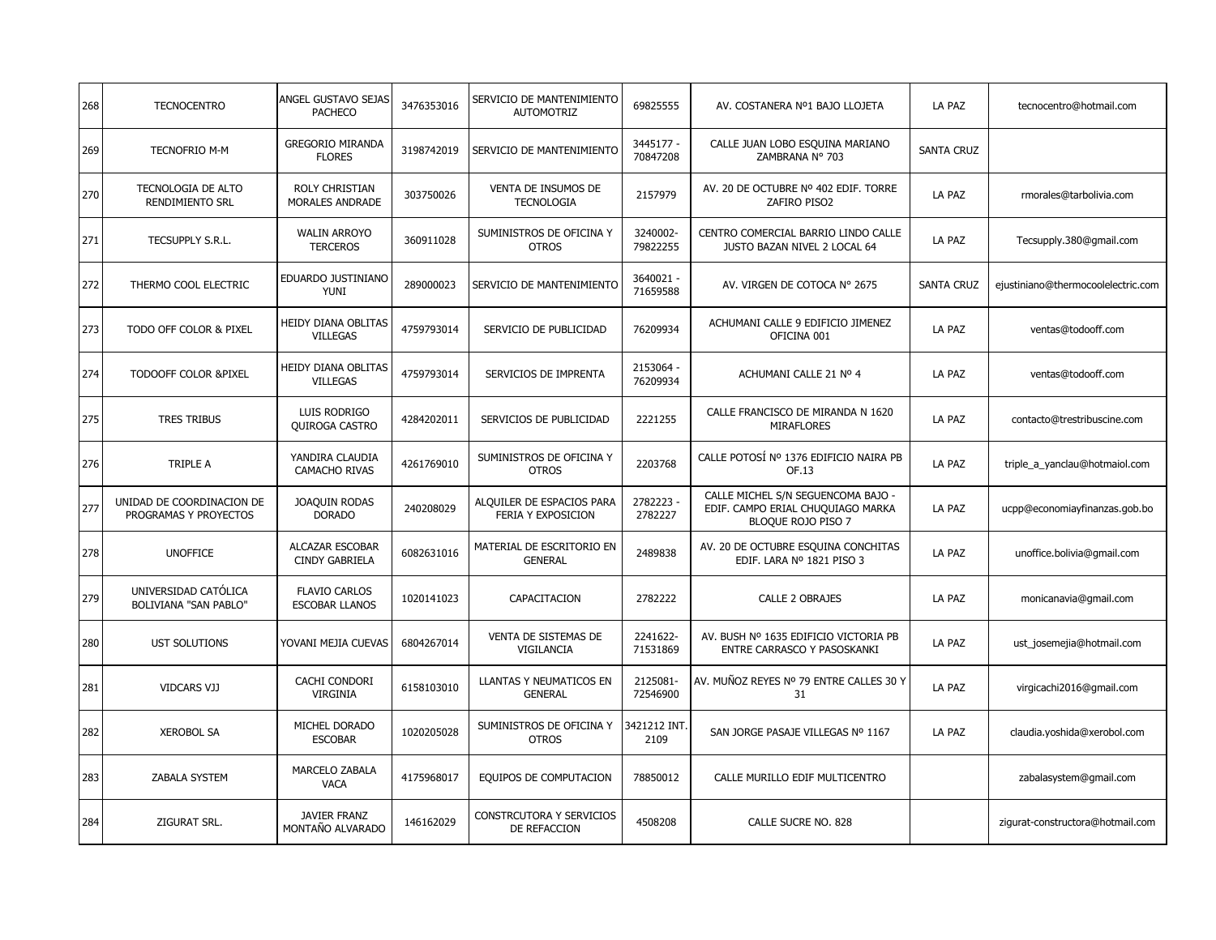| 268 | TECNOCENTRO | ANGEL GUSTAVO SEJAS PACHECO | 3476353016 | SERVICIO DE MANTENIMIENTO AUTOMOTRIZ | 69825555 | AV. COSTANERA Nº1 BAJO LLOJETA | LA PAZ | tecnocentro@hotmail.com |
|---|---|---|---|---|---|---|---|---|
| 269 | TECNOFRIO M-M | GREGORIO MIRANDA FLORES | 3198742019 | SERVICIO DE MANTENIMIENTO | 3445177 - 70847208 | CALLE JUAN LOBO ESQUINA MARIANO ZAMBRANA N° 703 | SANTA CRUZ | |
| 270 | TECNOLOGIA DE ALTO RENDIMIENTO SRL | ROLY CHRISTIAN MORALES ANDRADE | 303750026 | VENTA DE INSUMOS DE TECNOLOGIA | 2157979 | AV. 20 DE OCTUBRE Nº 402 EDIF. TORRE ZAFIRO PISO2 | LA PAZ | rmorales@tarbolivia.com |
| 271 | TECSUPPLY S.R.L. | WALIN ARROYO TERCEROS | 360911028 | SUMINISTROS DE OFICINA Y OTROS | 3240002-79822255 | CENTRO COMERCIAL BARRIO LINDO CALLE JUSTO BAZAN NIVEL 2 LOCAL 64 | LA PAZ | Tecsupply.380@gmail.com |
| 272 | THERMO COOL ELECTRIC | EDUARDO JUSTINIANO YUNI | 289000023 | SERVICIO DE MANTENIMIENTO | 3640021 - 71659588 | AV. VIRGEN DE COTOCA N° 2675 | SANTA CRUZ | ejustiniano@thermocoolelectric.com |
| 273 | TODO OFF COLOR & PIXEL | HEIDY DIANA OBLITAS VILLEGAS | 4759793014 | SERVICIO DE PUBLICIDAD | 76209934 | ACHUMANI CALLE 9 EDIFICIO JIMENEZ OFICINA 001 | LA PAZ | ventas@todooff.com |
| 274 | TODOOFF COLOR &PIXEL | HEIDY DIANA OBLITAS VILLEGAS | 4759793014 | SERVICIOS DE IMPRENTA | 2153064 - 76209934 | ACHUMANI CALLE 21 Nº 4 | LA PAZ | ventas@todooff.com |
| 275 | TRES TRIBUS | LUIS RODRIGO QUIROGA CASTRO | 4284202011 | SERVICIOS DE PUBLICIDAD | 2221255 | CALLE FRANCISCO DE MIRANDA N 1620 MIRAFLORES | LA PAZ | contacto@trestribuscine.com |
| 276 | TRIPLE A | YANDIRA CLAUDIA CAMACHO RIVAS | 4261769010 | SUMINISTROS DE OFICINA Y OTROS | 2203768 | CALLE POTOSÍ Nº 1376 EDIFICIO NAIRA PB OF.13 | LA PAZ | triple_a_yanclau@hotmaiol.com |
| 277 | UNIDAD DE COORDINACION DE PROGRAMAS Y PROYECTOS | JOAQUIN RODAS DORADO | 240208029 | ALQUILER DE ESPACIOS PARA FERIA Y EXPOSICION | 2782223 - 2782227 | CALLE MICHEL S/N SEGUENCOMA BAJO - EDIF. CAMPO ERIAL CHUQUIAGO MARKA BLOQUE ROJO PISO 7 | LA PAZ | ucpp@economiayfinanzas.gob.bo |
| 278 | UNOFFICE | ALCAZAR ESCOBAR CINDY GABRIELA | 6082631016 | MATERIAL DE ESCRITORIO EN GENERAL | 2489838 | AV. 20 DE OCTUBRE ESQUINA CONCHITAS EDIF. LARA Nº 1821 PISO 3 | LA PAZ | unoffice.bolivia@gmail.com |
| 279 | UNIVERSIDAD CATÓLICA BOLIVIANA "SAN PABLO" | FLAVIO CARLOS ESCOBAR LLANOS | 1020141023 | CAPACITACION | 2782222 | CALLE 2 OBRAJES | LA PAZ | monicanavia@gmail.com |
| 280 | UST SOLUTIONS | YOVANI MEJIA CUEVAS | 6804267014 | VENTA DE SISTEMAS DE VIGILANCIA | 2241622-71531869 | AV. BUSH Nº 1635 EDIFICIO VICTORIA PB ENTRE CARRASCO Y PASOSKANKI | LA PAZ | ust_josemejia@hotmail.com |
| 281 | VIDCARS VJJ | CACHI CONDORI VIRGINIA | 6158103010 | LLANTAS Y NEUMATICOS EN GENERAL | 2125081-72546900 | AV. MUÑOZ REYES Nº 79 ENTRE CALLES 30 Y 31 | LA PAZ | virgicachi2016@gmail.com |
| 282 | XEROBOL SA | MICHEL DORADO ESCOBAR | 1020205028 | SUMINISTROS DE OFICINA Y OTROS | 3421212 INT. 2109 | SAN JORGE PASAJE VILLEGAS Nº 1167 | LA PAZ | claudia.yoshida@xerobol.com |
| 283 | ZABALA SYSTEM | MARCELO ZABALA VACA | 4175968017 | EQUIPOS DE COMPUTACION | 78850012 | CALLE MURILLO EDIF MULTICENTRO | | zabalasystem@gmail.com |
| 284 | ZIGURAT SRL. | JAVIER FRANZ MONTAÑO ALVARADO | 146162029 | CONSTRCUTORA Y SERVICIOS DE REFACCION | 4508208 | CALLE SUCRE NO. 828 | | zigurat-constructora@hotmail.com |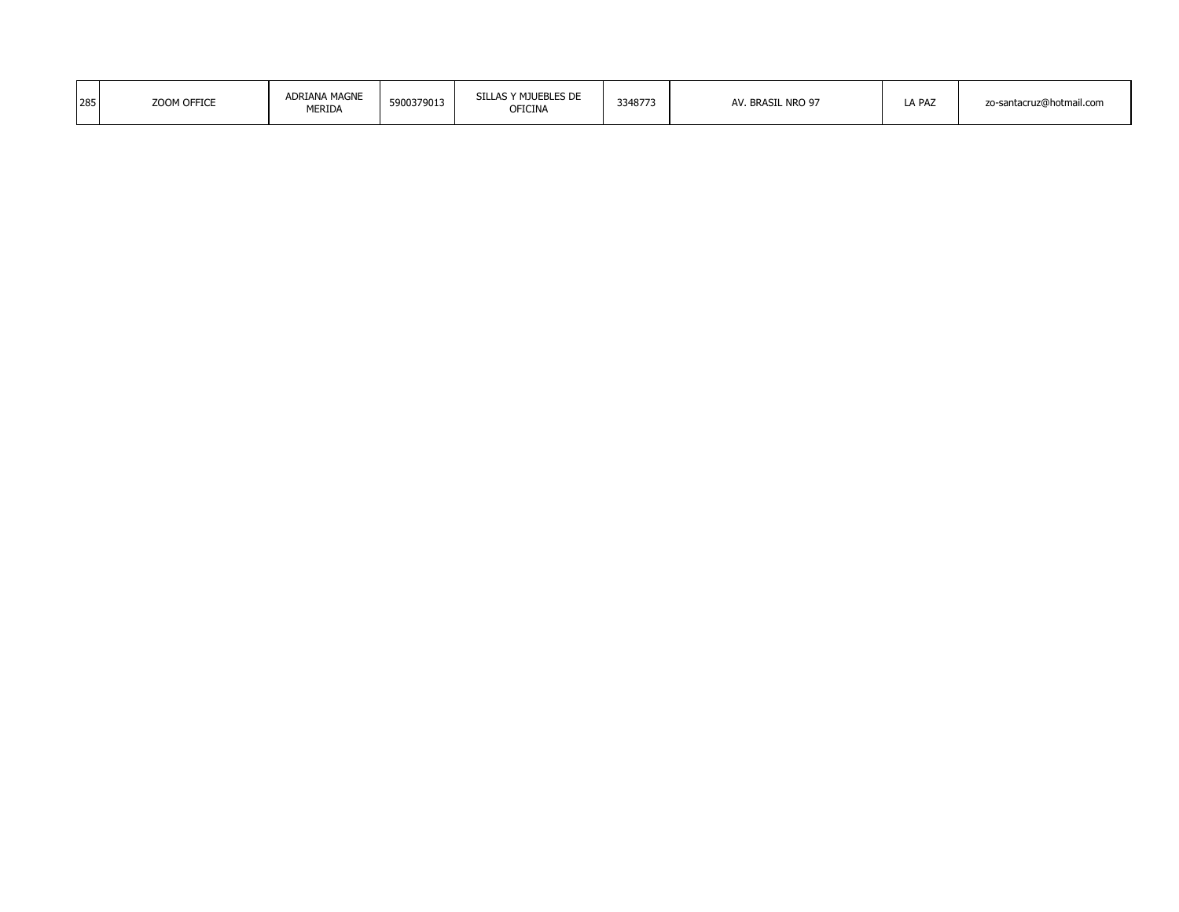| | | | | | | | | |
|---|---|---|---|---|---|---|---|---|
| 285 | ZOOM OFFICE | ADRIANA MAGNE MERIDA | 5900379013 | SILLAS Y MJUEBLES DE OFICINA | 3348773 | AV. BRASIL NRO 97 | LA PAZ | zo-santacruz@hotmail.com |